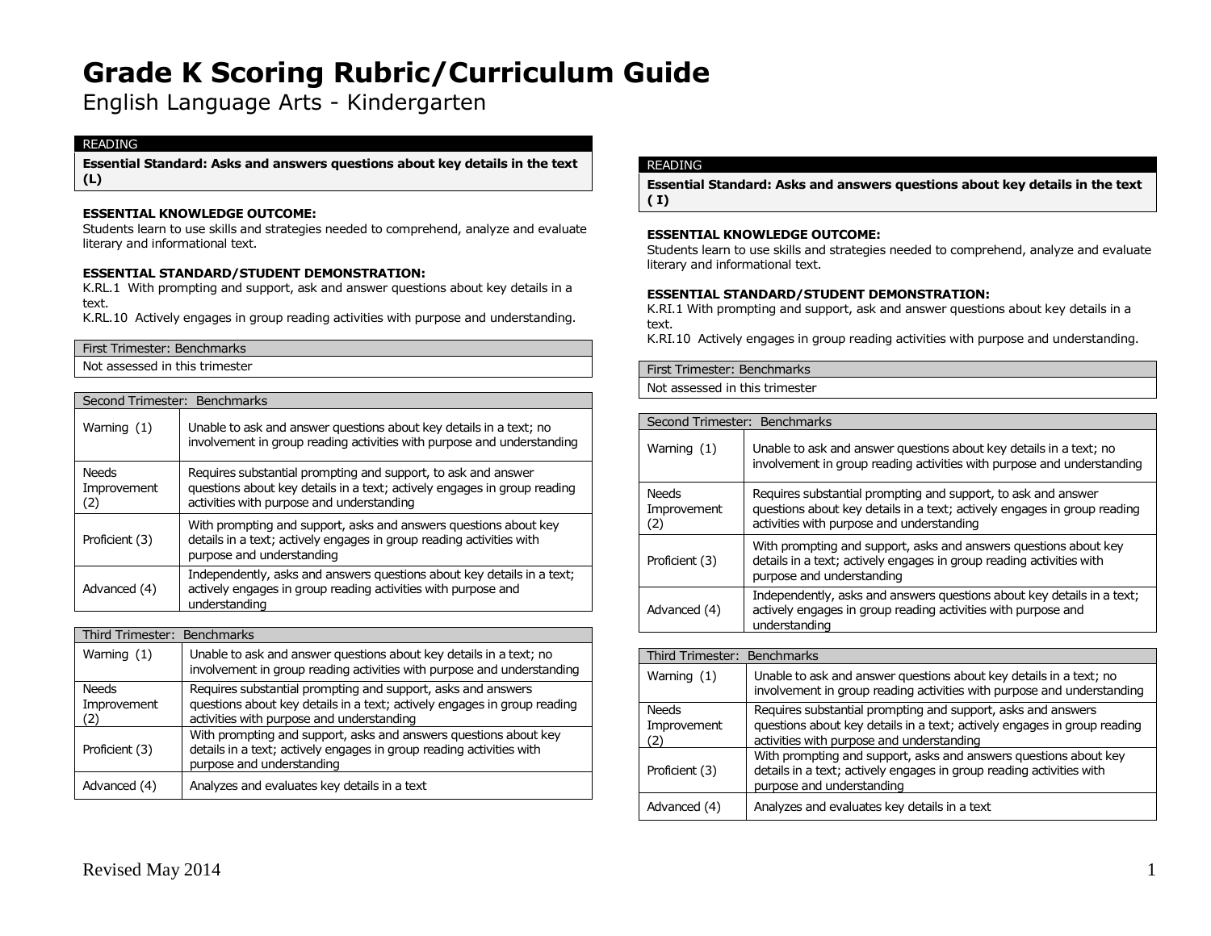# Grade K Scoring Rubric/Curriculum Guide

English Language Arts - Kindergarten

| READING |
|---|
| **Essential Standard: Asks and answers questions about key details in the text (L)** |

**ESSENTIAL KNOWLEDGE OUTCOME:**
Students learn to use skills and strategies needed to comprehend, analyze and evaluate literary and informational text.

**ESSENTIAL STANDARD/STUDENT DEMONSTRATION:**
K.RL.1 With prompting and support, ask and answer questions about key details in a text.
K.RL.10 Actively engages in group reading activities with purpose and understanding.

| First Trimester: Benchmarks |
|---|
| Not assessed in this trimester |

| Second Trimester: Benchmarks | |
|---|---|
| Warning (1) | Unable to ask and answer questions about key details in a text; no involvement in group reading activities with purpose and understanding |
| Needs Improvement (2) | Requires substantial prompting and support, to ask and answer questions about key details in a text; actively engages in group reading activities with purpose and understanding |
| Proficient (3) | With prompting and support, asks and answers questions about key details in a text; actively engages in group reading activities with purpose and understanding |
| Advanced (4) | Independently, asks and answers questions about key details in a text; actively engages in group reading activities with purpose and understanding |

| Third Trimester: Benchmarks | |
|---|---|
| Warning (1) | Unable to ask and answer questions about key details in a text; no involvement in group reading activities with purpose and understanding |
| Needs Improvement (2) | Requires substantial prompting and support, asks and answers questions about key details in a text; actively engages in group reading activities with purpose and understanding |
| Proficient (3) | With prompting and support, asks and answers questions about key details in a text; actively engages in group reading activities with purpose and understanding |
| Advanced (4) | Analyzes and evaluates key details in a text |

| READING |
|---|
| **Essential Standard: Asks and answers questions about key details in the text ( I)** |

**ESSENTIAL KNOWLEDGE OUTCOME:**
Students learn to use skills and strategies needed to comprehend, analyze and evaluate literary and informational text.

**ESSENTIAL STANDARD/STUDENT DEMONSTRATION:**
K.RI.1 With prompting and support, ask and answer questions about key details in a text.
K.RI.10 Actively engages in group reading activities with purpose and understanding.

| First Trimester: Benchmarks |
|---|
| Not assessed in this trimester |

| Second Trimester: Benchmarks | |
|---|---|
| Warning (1) | Unable to ask and answer questions about key details in a text; no involvement in group reading activities with purpose and understanding |
| Needs Improvement (2) | Requires substantial prompting and support, to ask and answer questions about key details in a text; actively engages in group reading activities with purpose and understanding |
| Proficient (3) | With prompting and support, asks and answers questions about key details in a text; actively engages in group reading activities with purpose and understanding |
| Advanced (4) | Independently, asks and answers questions about key details in a text; actively engages in group reading activities with purpose and understanding |

| Third Trimester: Benchmarks | |
|---|---|
| Warning (1) | Unable to ask and answer questions about key details in a text; no involvement in group reading activities with purpose and understanding |
| Needs Improvement (2) | Requires substantial prompting and support, asks and answers questions about key details in a text; actively engages in group reading activities with purpose and understanding |
| Proficient (3) | With prompting and support, asks and answers questions about key details in a text; actively engages in group reading activities with purpose and understanding |
| Advanced (4) | Analyzes and evaluates key details in a text |

Revised May 2014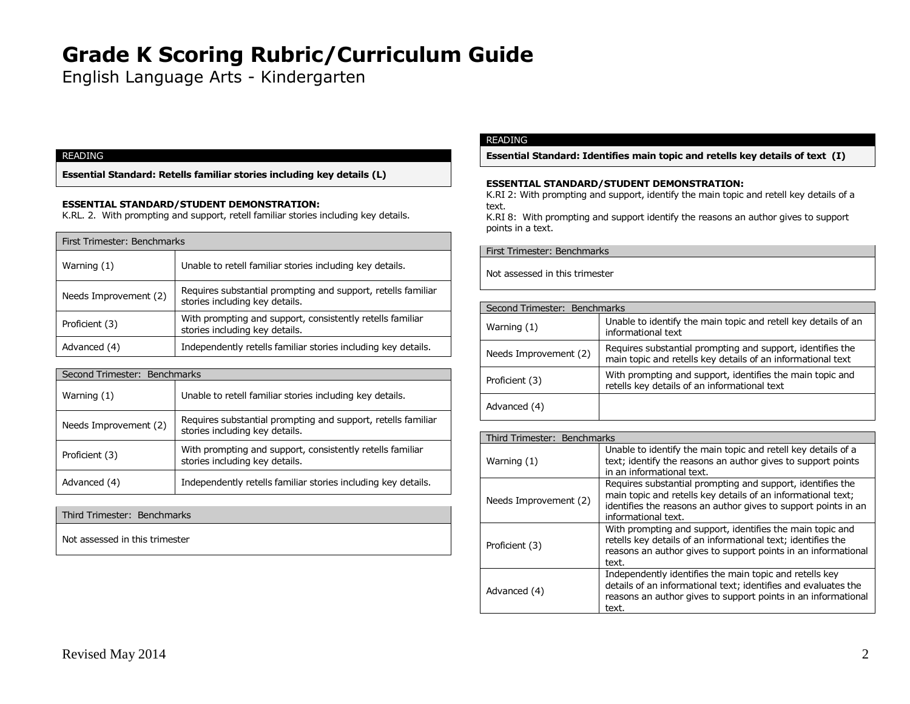# Grade K Scoring Rubric/Curriculum Guide

English Language Arts - Kindergarten

READING

**Essential Standard: Retells familiar stories including key details (L)**

**ESSENTIAL STANDARD/STUDENT DEMONSTRATION:**
K.RL. 2. With prompting and support, retell familiar stories including key details.

| First Trimester: Benchmarks | |
|---|---|
| Warning (1) | Unable to retell familiar stories including key details. |
| Needs Improvement (2) | Requires substantial prompting and support, retells familiar stories including key details. |
| Proficient (3) | With prompting and support, consistently retells familiar stories including key details. |
| Advanced (4) | Independently retells familiar stories including key details. |

| Second Trimester: Benchmarks | |
|---|---|
| Warning (1) | Unable to retell familiar stories including key details. |
| Needs Improvement (2) | Requires substantial prompting and support, retells familiar stories including key details. |
| Proficient (3) | With prompting and support, consistently retells familiar stories including key details. |
| Advanced (4) | Independently retells familiar stories including key details. |

| Third Trimester: Benchmarks |
|---|
| Not assessed in this trimester |

READING

**Essential Standard: Identifies main topic and retells key details of text (I)**

**ESSENTIAL STANDARD/STUDENT DEMONSTRATION:**
K.RI 2: With prompting and support, identify the main topic and retell key details of a text.
K.RI 8: With prompting and support identify the reasons an author gives to support points in a text.

| First Trimester: Benchmarks |
|---|
| Not assessed in this trimester |

| Second Trimester: Benchmarks | |
|---|---|
| Warning (1) | Unable to identify the main topic and retell key details of an informational text |
| Needs Improvement (2) | Requires substantial prompting and support, identifies the main topic and retells key details of an informational text |
| Proficient (3) | With prompting and support, identifies the main topic and retells key details of an informational text |
| Advanced (4) | |

| Third Trimester: Benchmarks | |
|---|---|
| Warning (1) | Unable to identify the main topic and retell key details of a text; identify the reasons an author gives to support points in an informational text. |
| Needs Improvement (2) | Requires substantial prompting and support, identifies the main topic and retells key details of an informational text; identifies the reasons an author gives to support points in an informational text. |
| Proficient (3) | With prompting and support, identifies the main topic and retells key details of an informational text; identifies the reasons an author gives to support points in an informational text. |
| Advanced (4) | Independently identifies the main topic and retells key details of an informational text; identifies and evaluates the reasons an author gives to support points in an informational text. |

Revised May 2014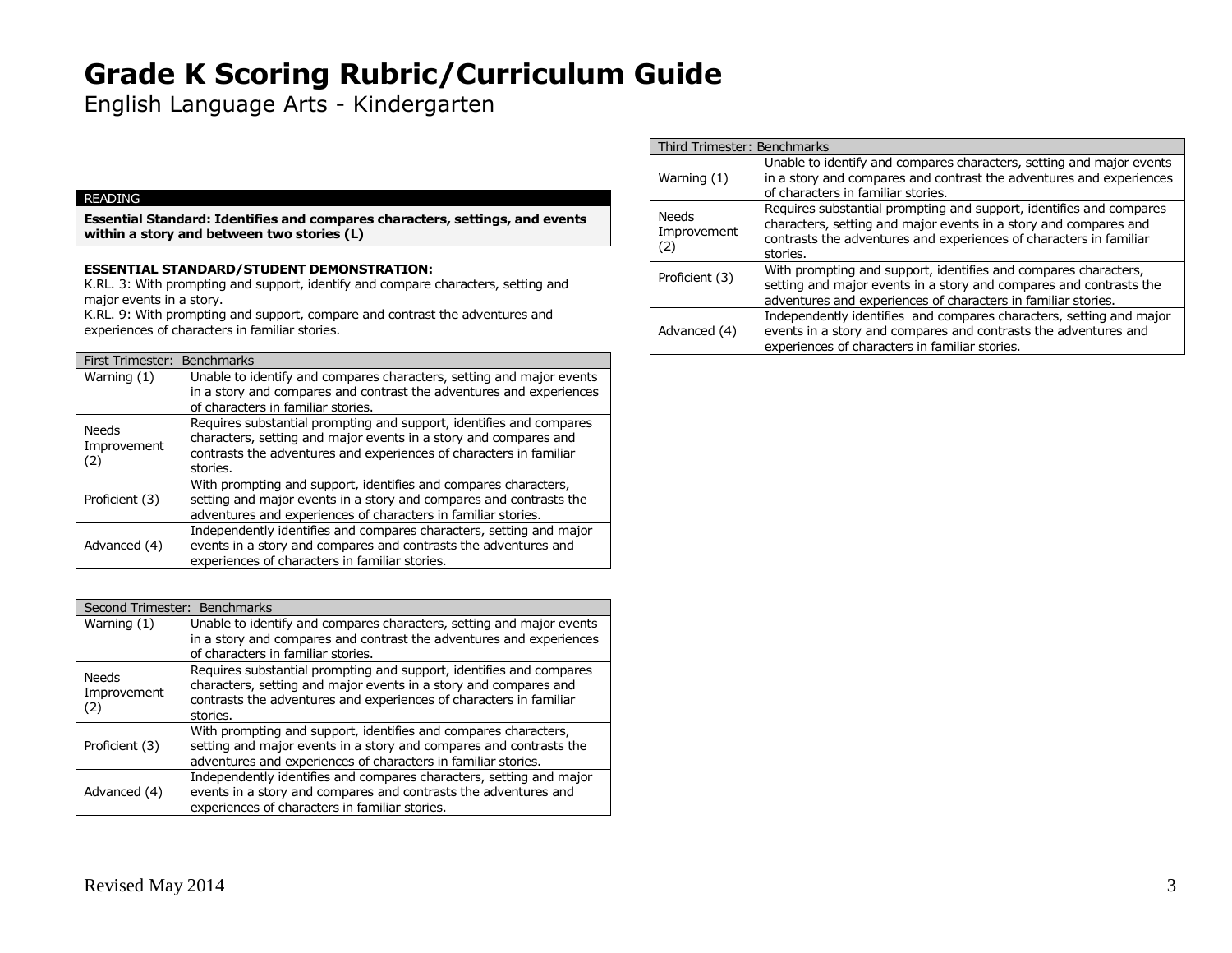# Grade K Scoring Rubric/Curriculum Guide

English Language Arts - Kindergarten

READING

**Essential Standard: Identifies and compares characters, settings, and events within a story and between two stories (L)**

**ESSENTIAL STANDARD/STUDENT DEMONSTRATION:**

K.RL. 3: With prompting and support, identify and compare characters, setting and major events in a story.

K.RL. 9: With prompting and support, compare and contrast the adventures and experiences of characters in familiar stories.

| First Trimester: Benchmarks | |
|---|---|
| Warning (1) | Unable to identify and compares characters, setting and major events in a story and compares and contrast the adventures and experiences of characters in familiar stories. |
| Needs Improvement (2) | Requires substantial prompting and support, identifies and compares characters, setting and major events in a story and compares and contrasts the adventures and experiences of characters in familiar stories. |
| Proficient (3) | With prompting and support, identifies and compares characters, setting and major events in a story and compares and contrasts the adventures and experiences of characters in familiar stories. |
| Advanced (4) | Independently identifies and compares characters, setting and major events in a story and compares and contrasts the adventures and experiences of characters in familiar stories. |

| Second Trimester: Benchmarks | |
|---|---|
| Warning (1) | Unable to identify and compares characters, setting and major events in a story and compares and contrast the adventures and experiences of characters in familiar stories. |
| Needs Improvement (2) | Requires substantial prompting and support, identifies and compares characters, setting and major events in a story and compares and contrasts the adventures and experiences of characters in familiar stories. |
| Proficient (3) | With prompting and support, identifies and compares characters, setting and major events in a story and compares and contrasts the adventures and experiences of characters in familiar stories. |
| Advanced (4) | Independently identifies and compares characters, setting and major events in a story and compares and contrasts the adventures and experiences of characters in familiar stories. |

| Third Trimester: Benchmarks | |
|---|---|
| Warning (1) | Unable to identify and compares characters, setting and major events in a story and compares and contrast the adventures and experiences of characters in familiar stories. |
| Needs Improvement (2) | Requires substantial prompting and support, identifies and compares characters, setting and major events in a story and compares and contrasts the adventures and experiences of characters in familiar stories. |
| Proficient (3) | With prompting and support, identifies and compares characters, setting and major events in a story and compares and contrasts the adventures and experiences of characters in familiar stories. |
| Advanced (4) | Independently identifies and compares characters, setting and major events in a story and compares and contrasts the adventures and experiences of characters in familiar stories. |

Revised May 2014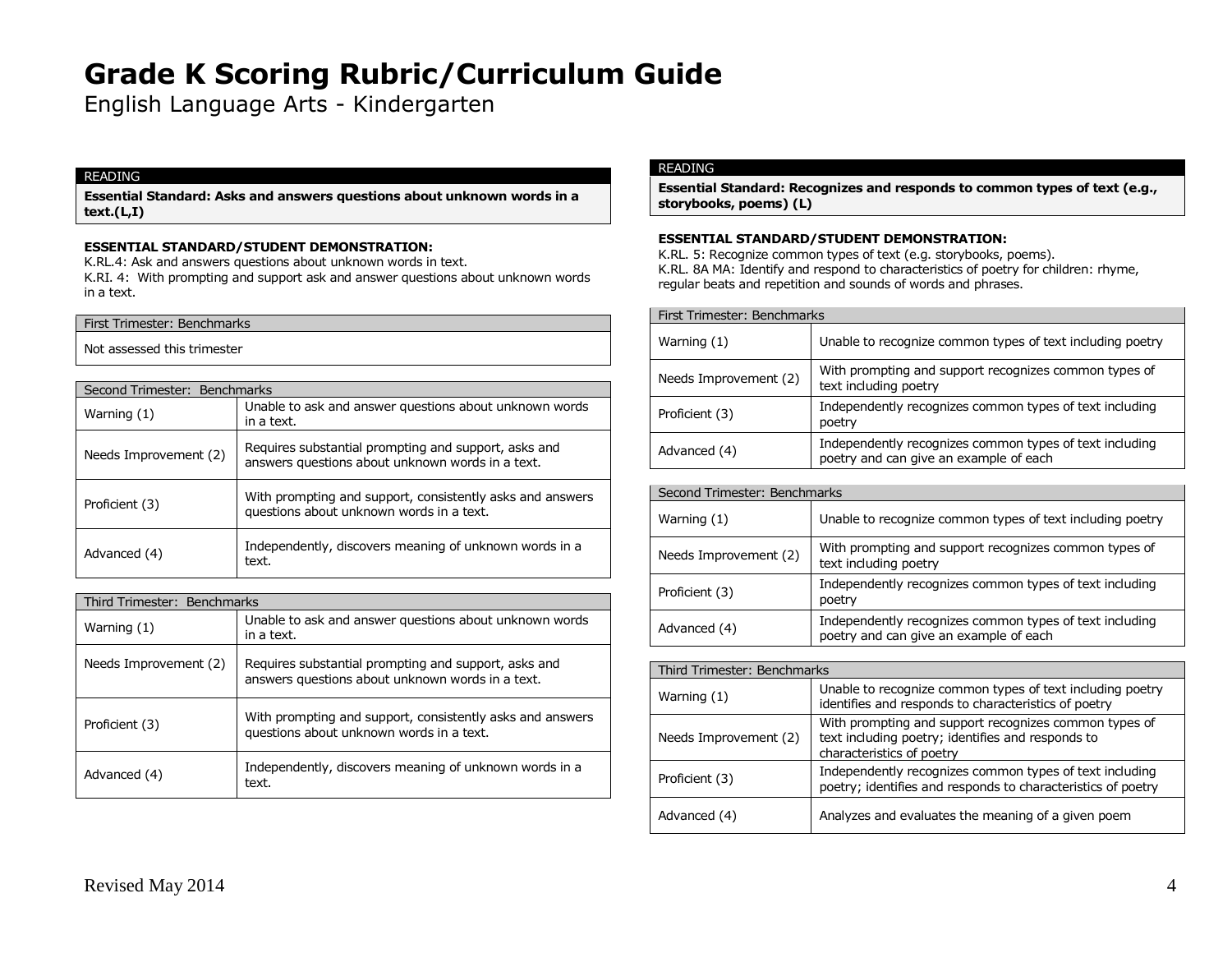# Grade K Scoring Rubric/Curriculum Guide

English Language Arts - Kindergarten

READING

**Essential Standard: Asks and answers questions about unknown words in a text.(L,I)**

**ESSENTIAL STANDARD/STUDENT DEMONSTRATION:**

K.RL.4: Ask and answers questions about unknown words in text.
K.RI. 4: With prompting and support ask and answer questions about unknown words in a text.

| First Trimester: Benchmarks |
|---|
| Not assessed this trimester |

| Second Trimester: Benchmarks | |
|---|---|
| Warning (1) | Unable to ask and answer questions about unknown words in a text. |
| Needs Improvement (2) | Requires substantial prompting and support, asks and answers questions about unknown words in a text. |
| Proficient (3) | With prompting and support, consistently asks and answers questions about unknown words in a text. |
| Advanced (4) | Independently, discovers meaning of unknown words in a text. |

| Third Trimester: Benchmarks | |
|---|---|
| Warning (1) | Unable to ask and answer questions about unknown words in a text. |
| Needs Improvement (2) | Requires substantial prompting and support, asks and answers questions about unknown words in a text. |
| Proficient (3) | With prompting and support, consistently asks and answers questions about unknown words in a text. |
| Advanced (4) | Independently, discovers meaning of unknown words in a text. |

READING

**Essential Standard: Recognizes and responds to common types of text (e.g., storybooks, poems) (L)**

**ESSENTIAL STANDARD/STUDENT DEMONSTRATION:**

K.RL. 5: Recognize common types of text (e.g. storybooks, poems).
K.RL. 8A MA: Identify and respond to characteristics of poetry for children: rhyme, regular beats and repetition and sounds of words and phrases.

| First Trimester: Benchmarks | |
|---|---|
| Warning (1) | Unable to recognize common types of text including poetry |
| Needs Improvement (2) | With prompting and support recognizes common types of text including poetry |
| Proficient (3) | Independently recognizes common types of text including poetry |
| Advanced (4) | Independently recognizes common types of text including poetry and can give an example of each |

| Second Trimester: Benchmarks | |
|---|---|
| Warning (1) | Unable to recognize common types of text including poetry |
| Needs Improvement (2) | With prompting and support recognizes common types of text including poetry |
| Proficient (3) | Independently recognizes common types of text including poetry |
| Advanced (4) | Independently recognizes common types of text including poetry and can give an example of each |

| Third Trimester: Benchmarks | |
|---|---|
| Warning (1) | Unable to recognize common types of text including poetry identifies and responds to characteristics of poetry |
| Needs Improvement (2) | With prompting and support recognizes common types of text including poetry; identifies and responds to characteristics of poetry |
| Proficient (3) | Independently recognizes common types of text including poetry; identifies and responds to characteristics of poetry |
| Advanced (4) | Analyzes and evaluates the meaning of a given poem |

Revised May 2014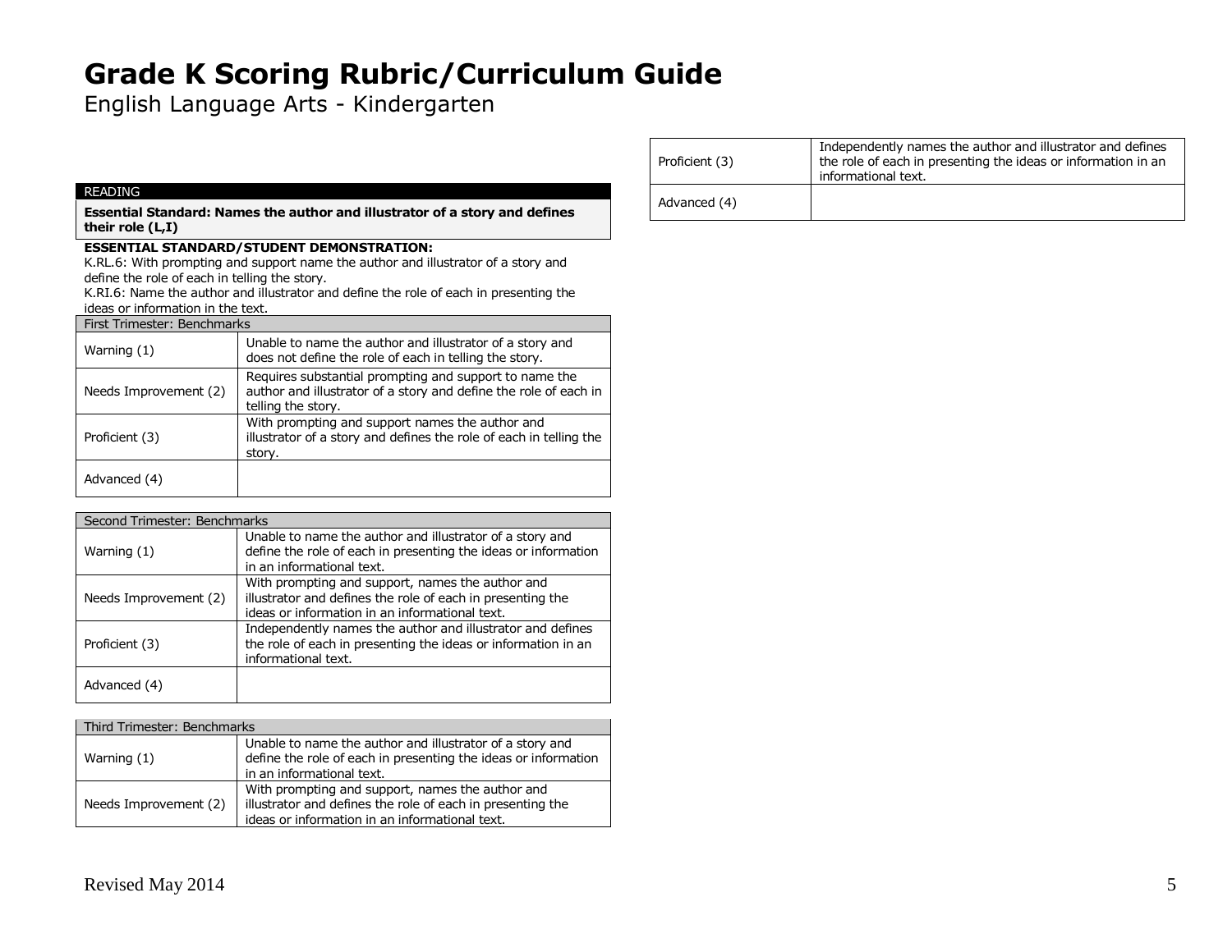# Grade K Scoring Rubric/Curriculum Guide

English Language Arts - Kindergarten

READING

**Essential Standard: Names the author and illustrator of a story and defines their role (L,I)**

**ESSENTIAL STANDARD/STUDENT DEMONSTRATION:**
K.RL.6: With prompting and support name the author and illustrator of a story and define the role of each in telling the story.
K.RI.6: Name the author and illustrator and define the role of each in presenting the ideas or information in the text.

| First Trimester: Benchmarks | |
|---|---|
| Warning (1) | Unable to name the author and illustrator of a story and does not define the role of each in telling the story. |
| Needs Improvement (2) | Requires substantial prompting and support to name the author and illustrator of a story and define the role of each in telling the story. |
| Proficient (3) | With prompting and support names the author and illustrator of a story and defines the role of each in telling the story. |
| Advanced (4) | |

| Second Trimester: Benchmarks | |
|---|---|
| Warning (1) | Unable to name the author and illustrator of a story and define the role of each in presenting the ideas or information in an informational text. |
| Needs Improvement (2) | With prompting and support, names the author and illustrator and defines the role of each in presenting the ideas or information in an informational text. |
| Proficient (3) | Independently names the author and illustrator and defines the role of each in presenting the ideas or information in an informational text. |
| Advanced (4) | |

| Third Trimester: Benchmarks | |
|---|---|
| Warning (1) | Unable to name the author and illustrator of a story and define the role of each in presenting the ideas or information in an informational text. |
| Needs Improvement (2) | With prompting and support, names the author and illustrator and defines the role of each in presenting the ideas or information in an informational text. |
| Proficient (3) | Independently names the author and illustrator and defines the role of each in presenting the ideas or information in an informational text. |
| Advanced (4) | |

Revised May 2014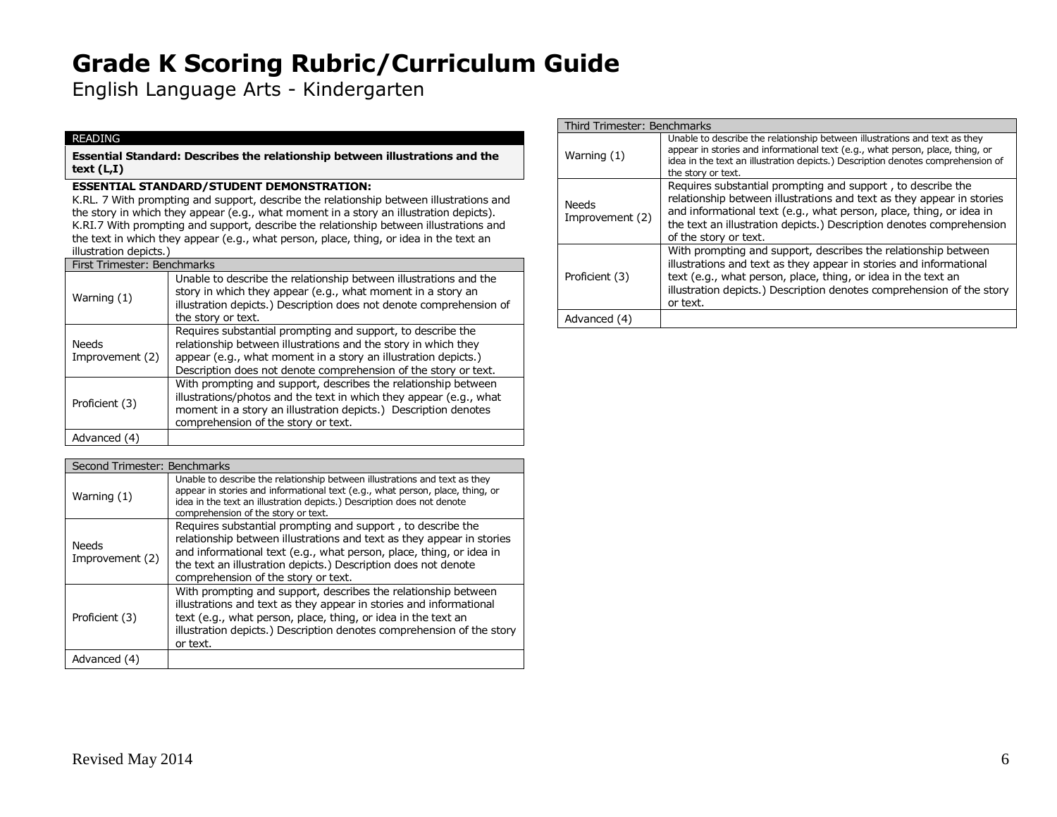# Grade K Scoring Rubric/Curriculum Guide

English Language Arts - Kindergarten

READING

**Essential Standard: Describes the relationship between illustrations and the text (L,I)**

**ESSENTIAL STANDARD/STUDENT DEMONSTRATION:**
K.RL. 7 With prompting and support, describe the relationship between illustrations and the story in which they appear (e.g., what moment in a story an illustration depicts).
K.RI.7 With prompting and support, describe the relationship between illustrations and the text in which they appear (e.g., what person, place, thing, or idea in the text an illustration depicts.)

| First Trimester: Benchmarks | |
|---|---|
| Warning (1) | Unable to describe the relationship between illustrations and the story in which they appear (e.g., what moment in a story an illustration depicts.) Description does not denote comprehension of the story or text. |
| Needs Improvement (2) | Requires substantial prompting and support, to describe the relationship between illustrations and the story in which they appear (e.g., what moment in a story an illustration depicts.) Description does not denote comprehension of the story or text. |
| Proficient (3) | With prompting and support, describes the relationship between illustrations/photos and the text in which they appear (e.g., what moment in a story an illustration depicts.) Description denotes comprehension of the story or text. |
| Advanced (4) | |

| Second Trimester: Benchmarks | |
|---|---|
| Warning (1) | Unable to describe the relationship between illustrations and text as they appear in stories and informational text (e.g., what person, place, thing, or idea in the text an illustration depicts.) Description does not denote comprehension of the story or text. |
| Needs Improvement (2) | Requires substantial prompting and support , to describe the relationship between illustrations and text as they appear in stories and informational text (e.g., what person, place, thing, or idea in the text an illustration depicts.) Description does not denote comprehension of the story or text. |
| Proficient (3) | With prompting and support, describes the relationship between illustrations and text as they appear in stories and informational text (e.g., what person, place, thing, or idea in the text an illustration depicts.) Description denotes comprehension of the story or text. |
| Advanced (4) | |

| Third Trimester: Benchmarks | |
|---|---|
| Warning (1) | Unable to describe the relationship between illustrations and text as they appear in stories and informational text (e.g., what person, place, thing, or idea in the text an illustration depicts.) Description denotes comprehension of the story or text. |
| Needs Improvement (2) | Requires substantial prompting and support , to describe the relationship between illustrations and text as they appear in stories and informational text (e.g., what person, place, thing, or idea in the text an illustration depicts.) Description denotes comprehension of the story or text. |
| Proficient (3) | With prompting and support, describes the relationship between illustrations and text as they appear in stories and informational text (e.g., what person, place, thing, or idea in the text an illustration depicts.) Description denotes comprehension of the story or text. |
| Advanced (4) | |

Revised May 2014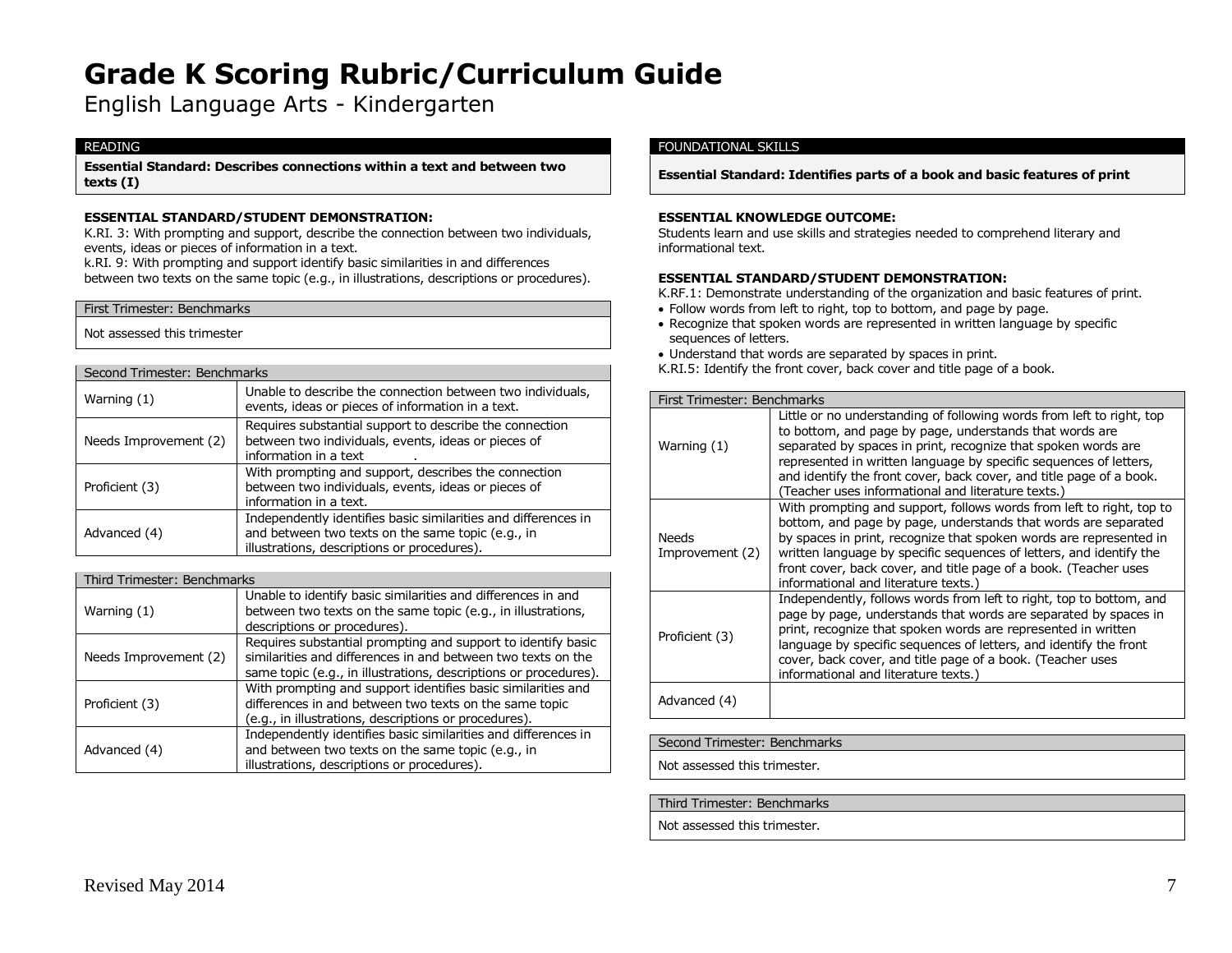# Grade K Scoring Rubric/Curriculum Guide

English Language Arts - Kindergarten

## READING

**Essential Standard: Describes connections within a text and between two texts (I)**

**ESSENTIAL STANDARD/STUDENT DEMONSTRATION:**

K.RI. 3: With prompting and support, describe the connection between two individuals, events, ideas or pieces of information in a text.

k.RI. 9: With prompting and support identify basic similarities in and differences between two texts on the same topic (e.g., in illustrations, descriptions or procedures).

| First Trimester: Benchmarks |
|---|
| Not assessed this trimester |

| Second Trimester: Benchmarks | |
|---|---|
| Warning (1) | Unable to describe the connection between two individuals, events, ideas or pieces of information in a text. |
| Needs Improvement (2) | Requires substantial support to describe the connection between two individuals, events, ideas or pieces of information in a text . |
| Proficient (3) | With prompting and support, describes the connection between two individuals, events, ideas or pieces of information in a text. |
| Advanced (4) | Independently identifies basic similarities and differences in and between two texts on the same topic (e.g., in illustrations, descriptions or procedures). |

| Third Trimester: Benchmarks | |
|---|---|
| Warning (1) | Unable to identify basic similarities and differences in and between two texts on the same topic (e.g., in illustrations, descriptions or procedures). |
| Needs Improvement (2) | Requires substantial prompting and support to identify basic similarities and differences in and between two texts on the same topic (e.g., in illustrations, descriptions or procedures). |
| Proficient (3) | With prompting and support identifies basic similarities and differences in and between two texts on the same topic (e.g., in illustrations, descriptions or procedures). |
| Advanced (4) | Independently identifies basic similarities and differences in and between two texts on the same topic (e.g., in illustrations, descriptions or procedures). |

## FOUNDATIONAL SKILLS

**Essential Standard: Identifies parts of a book and basic features of print**

**ESSENTIAL KNOWLEDGE OUTCOME:**

Students learn and use skills and strategies needed to comprehend literary and informational text.

**ESSENTIAL STANDARD/STUDENT DEMONSTRATION:**

K.RF.1: Demonstrate understanding of the organization and basic features of print.

- Follow words from left to right, top to bottom, and page by page.
- Recognize that spoken words are represented in written language by specific sequences of letters.
- Understand that words are separated by spaces in print.

K.RI.5: Identify the front cover, back cover and title page of a book.

| First Trimester: Benchmarks | |
|---|---|
| Warning (1) | Little or no understanding of following words from left to right, top to bottom, and page by page, understands that words are separated by spaces in print, recognize that spoken words are represented in written language by specific sequences of letters, and identify the front cover, back cover, and title page of a book. (Teacher uses informational and literature texts.) |
| Needs Improvement (2) | With prompting and support, follows words from left to right, top to bottom, and page by page, understands that words are separated by spaces in print, recognize that spoken words are represented in written language by specific sequences of letters, and identify the front cover, back cover, and title page of a book. (Teacher uses informational and literature texts.) |
| Proficient (3) | Independently, follows words from left to right, top to bottom, and page by page, understands that words are separated by spaces in print, recognize that spoken words are represented in written language by specific sequences of letters, and identify the front cover, back cover, and title page of a book. (Teacher uses informational and literature texts.) |
| Advanced (4) | |

| Second Trimester: Benchmarks |
|---|
| Not assessed this trimester. |

| Third Trimester: Benchmarks |
|---|
| Not assessed this trimester. |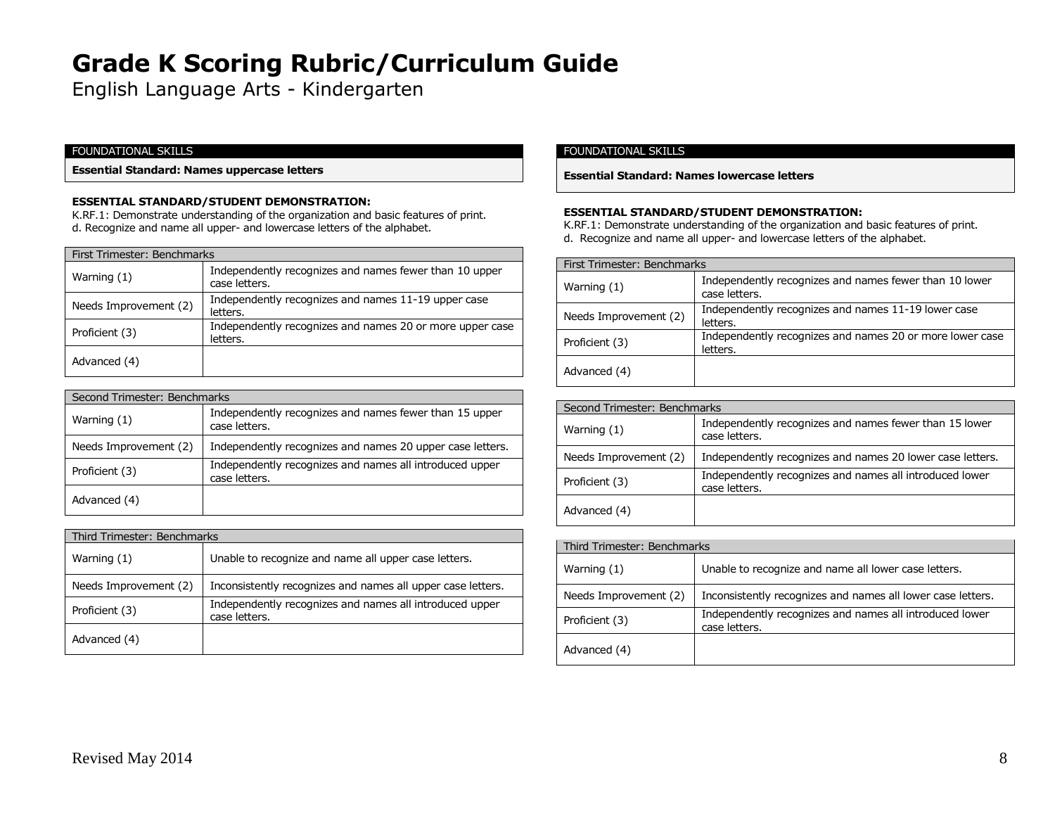# Grade K Scoring Rubric/Curriculum Guide

English Language Arts - Kindergarten

FOUNDATIONAL SKILLS

**Essential Standard: Names uppercase letters**

**ESSENTIAL STANDARD/STUDENT DEMONSTRATION:**

K.RF.1: Demonstrate understanding of the organization and basic features of print.
d. Recognize and name all upper- and lowercase letters of the alphabet.

| First Trimester: Benchmarks | |
|---|---|
| Warning (1) | Independently recognizes and names fewer than 10 upper case letters. |
| Needs Improvement (2) | Independently recognizes and names 11-19 upper case letters. |
| Proficient (3) | Independently recognizes and names 20 or more upper case letters. |
| Advanced (4) | |

| Second Trimester: Benchmarks | |
|---|---|
| Warning (1) | Independently recognizes and names fewer than 15 upper case letters. |
| Needs Improvement (2) | Independently recognizes and names 20 upper case letters. |
| Proficient (3) | Independently recognizes and names all introduced upper case letters. |
| Advanced (4) | |

| Third Trimester: Benchmarks | |
|---|---|
| Warning (1) | Unable to recognize and name all upper case letters. |
| Needs Improvement (2) | Inconsistently recognizes and names all upper case letters. |
| Proficient (3) | Independently recognizes and names all introduced upper case letters. |
| Advanced (4) | |

FOUNDATIONAL SKILLS

**Essential Standard: Names lowercase letters**

**ESSENTIAL STANDARD/STUDENT DEMONSTRATION:**

K.RF.1: Demonstrate understanding of the organization and basic features of print.
d. Recognize and name all upper- and lowercase letters of the alphabet.

| First Trimester: Benchmarks | |
|---|---|
| Warning (1) | Independently recognizes and names fewer than 10 lower case letters. |
| Needs Improvement (2) | Independently recognizes and names 11-19 lower case letters. |
| Proficient (3) | Independently recognizes and names 20 or more lower case letters. |
| Advanced (4) | |

| Second Trimester: Benchmarks | |
|---|---|
| Warning (1) | Independently recognizes and names fewer than 15 lower case letters. |
| Needs Improvement (2) | Independently recognizes and names 20 lower case letters. |
| Proficient (3) | Independently recognizes and names all introduced lower case letters. |
| Advanced (4) | |

| Third Trimester: Benchmarks | |
|---|---|
| Warning (1) | Unable to recognize and name all lower case letters. |
| Needs Improvement (2) | Inconsistently recognizes and names all lower case letters. |
| Proficient (3) | Independently recognizes and names all introduced lower case letters. |
| Advanced (4) | |

Revised May 2014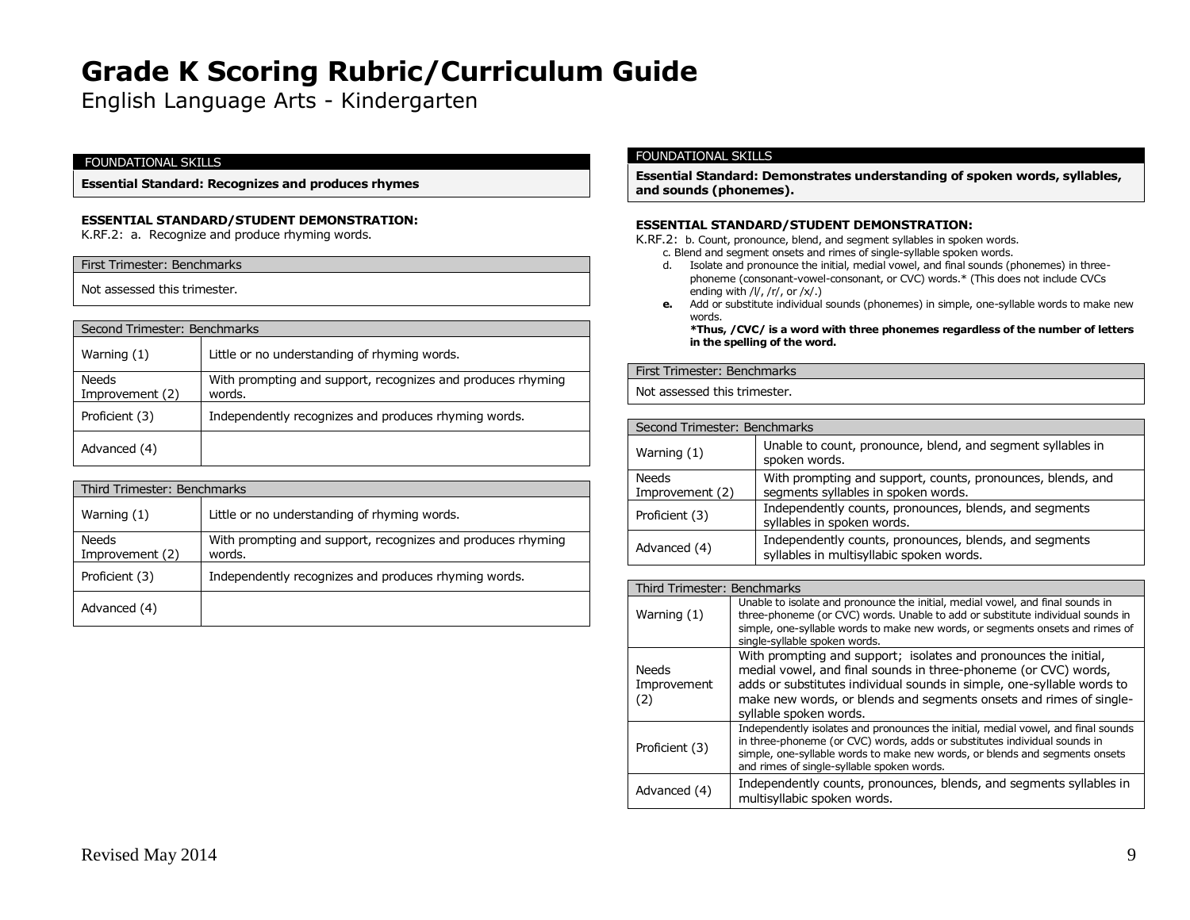# Grade K Scoring Rubric/Curriculum Guide

English Language Arts - Kindergarten

FOUNDATIONAL SKILLS

**Essential Standard: Recognizes and produces rhymes**

**ESSENTIAL STANDARD/STUDENT DEMONSTRATION:**

K.RF.2: a. Recognize and produce rhyming words.

| First Trimester: Benchmarks |
|---|
| Not assessed this trimester. |

| Second Trimester: Benchmarks | |
|---|---|
| Warning (1) | Little or no understanding of rhyming words. |
| Needs Improvement (2) | With prompting and support, recognizes and produces rhyming words. |
| Proficient (3) | Independently recognizes and produces rhyming words. |
| Advanced (4) | |

| Third Trimester: Benchmarks | |
|---|---|
| Warning (1) | Little or no understanding of rhyming words. |
| Needs Improvement (2) | With prompting and support, recognizes and produces rhyming words. |
| Proficient (3) | Independently recognizes and produces rhyming words. |
| Advanced (4) | |

FOUNDATIONAL SKILLS

**Essential Standard: Demonstrates understanding of spoken words, syllables, and sounds (phonemes).**

**ESSENTIAL STANDARD/STUDENT DEMONSTRATION:**

K.RF.2: b. Count, pronounce, blend, and segment syllables in spoken words.
- c. Blend and segment onsets and rimes of single-syllable spoken words.
- d. Isolate and pronounce the initial, medial vowel, and final sounds (phonemes) in three-phoneme (consonant-vowel-consonant, or CVC) words.* (This does not include CVCs ending with /l/, /r/, or /x/.)
- **e.** Add or substitute individual sounds (phonemes) in simple, one-syllable words to make new words.

  ***Thus, /CVC/ is a word with three phonemes regardless of the number of letters in the spelling of the word.**

| First Trimester: Benchmarks |
|---|
| Not assessed this trimester. |

| Second Trimester: Benchmarks | |
|---|---|
| Warning (1) | Unable to count, pronounce, blend, and segment syllables in spoken words. |
| Needs Improvement (2) | With prompting and support, counts, pronounces, blends, and segments syllables in spoken words. |
| Proficient (3) | Independently counts, pronounces, blends, and segments syllables in spoken words. |
| Advanced (4) | Independently counts, pronounces, blends, and segments syllables in multisyllabic spoken words. |

| Third Trimester: Benchmarks | |
|---|---|
| Warning (1) | Unable to isolate and pronounce the initial, medial vowel, and final sounds in three-phoneme (or CVC) words. Unable to add or substitute individual sounds in simple, one-syllable words to make new words, or segments onsets and rimes of single-syllable spoken words. |
| Needs Improvement (2) | With prompting and support; isolates and pronounces the initial, medial vowel, and final sounds in three-phoneme (or CVC) words, adds or substitutes individual sounds in simple, one-syllable words to make new words, or blends and segments onsets and rimes of single-syllable spoken words. |
| Proficient (3) | Independently isolates and pronounces the initial, medial vowel, and final sounds in three-phoneme (or CVC) words, adds or substitutes individual sounds in simple, one-syllable words to make new words, or blends and segments onsets and rimes of single-syllable spoken words. |
| Advanced (4) | Independently counts, pronounces, blends, and segments syllables in multisyllabic spoken words. |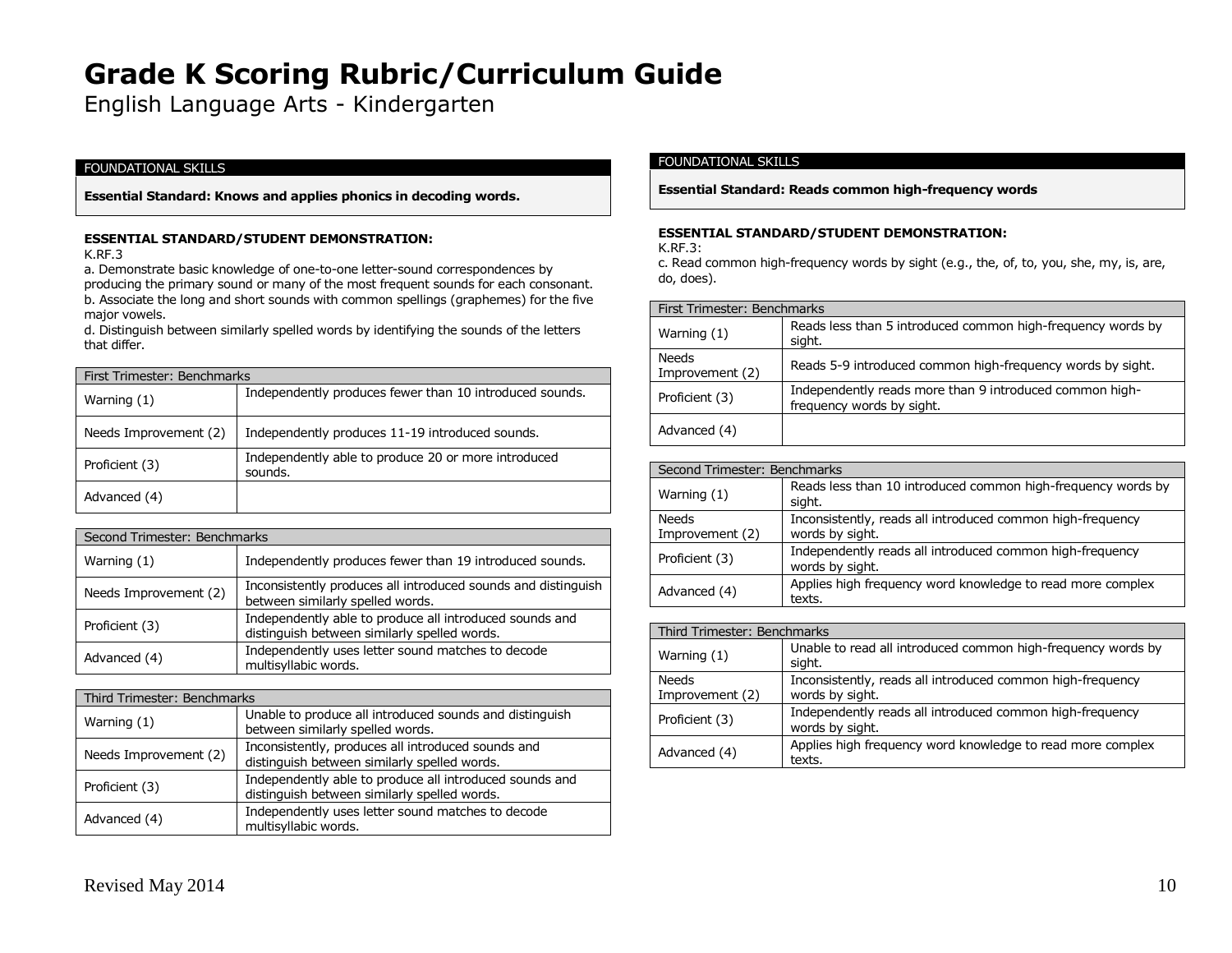# Grade K Scoring Rubric/Curriculum Guide

English Language Arts - Kindergarten

FOUNDATIONAL SKILLS

**Essential Standard: Knows and applies phonics in decoding words.**

**ESSENTIAL STANDARD/STUDENT DEMONSTRATION:**

K.RF.3

a. Demonstrate basic knowledge of one-to-one letter-sound correspondences by producing the primary sound or many of the most frequent sounds for each consonant.
b. Associate the long and short sounds with common spellings (graphemes) for the five major vowels.
d. Distinguish between similarly spelled words by identifying the sounds of the letters that differ.

| First Trimester: Benchmarks | |
|---|---|
| Warning (1) | Independently produces fewer than 10 introduced sounds. |
| Needs Improvement (2) | Independently produces 11-19 introduced sounds. |
| Proficient (3) | Independently able to produce 20 or more introduced sounds. |
| Advanced (4) | |

| Second Trimester: Benchmarks | |
|---|---|
| Warning (1) | Independently produces fewer than 19 introduced sounds. |
| Needs Improvement (2) | Inconsistently produces all introduced sounds and distinguish between similarly spelled words. |
| Proficient (3) | Independently able to produce all introduced sounds and distinguish between similarly spelled words. |
| Advanced (4) | Independently uses letter sound matches to decode multisyllabic words. |

| Third Trimester: Benchmarks | |
|---|---|
| Warning (1) | Unable to produce all introduced sounds and distinguish between similarly spelled words. |
| Needs Improvement (2) | Inconsistently, produces all introduced sounds and distinguish between similarly spelled words. |
| Proficient (3) | Independently able to produce all introduced sounds and distinguish between similarly spelled words. |
| Advanced (4) | Independently uses letter sound matches to decode multisyllabic words. |

FOUNDATIONAL SKILLS

**Essential Standard: Reads common high-frequency words**

**ESSENTIAL STANDARD/STUDENT DEMONSTRATION:**

K.RF.3:

c. Read common high-frequency words by sight (e.g., the, of, to, you, she, my, is, are, do, does).

| First Trimester: Benchmarks | |
|---|---|
| Warning (1) | Reads less than 5 introduced common high-frequency words by sight. |
| Needs Improvement (2) | Reads 5-9 introduced common high-frequency words by sight. |
| Proficient (3) | Independently reads more than 9 introduced common high-frequency words by sight. |
| Advanced (4) | |

| Second Trimester: Benchmarks | |
|---|---|
| Warning (1) | Reads less than 10 introduced common high-frequency words by sight. |
| Needs Improvement (2) | Inconsistently, reads all introduced common high-frequency words by sight. |
| Proficient (3) | Independently reads all introduced common high-frequency words by sight. |
| Advanced (4) | Applies high frequency word knowledge to read more complex texts. |

| Third Trimester: Benchmarks | |
|---|---|
| Warning (1) | Unable to read all introduced common high-frequency words by sight. |
| Needs Improvement (2) | Inconsistently, reads all introduced common high-frequency words by sight. |
| Proficient (3) | Independently reads all introduced common high-frequency words by sight. |
| Advanced (4) | Applies high frequency word knowledge to read more complex texts. |

Revised May 2014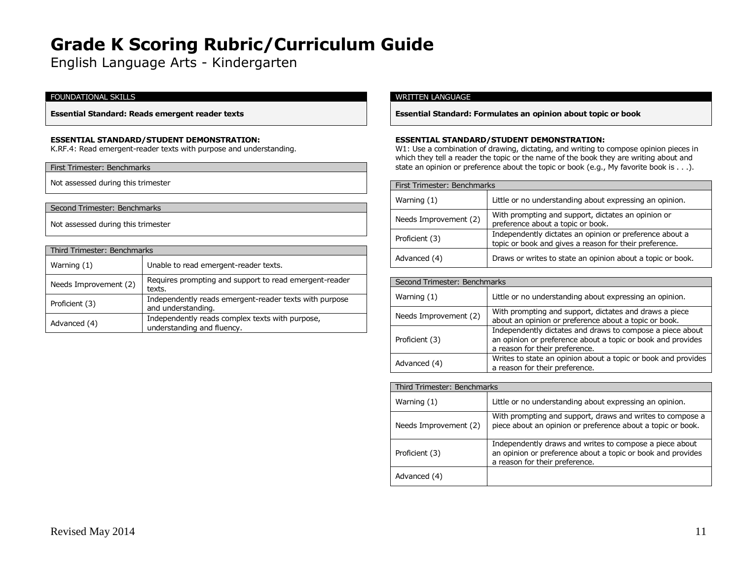# Grade K Scoring Rubric/Curriculum Guide

English Language Arts - Kindergarten

## FOUNDATIONAL SKILLS

**Essential Standard: Reads emergent reader texts**

**ESSENTIAL STANDARD/STUDENT DEMONSTRATION:**
K.RF.4: Read emergent-reader texts with purpose and understanding.

| First Trimester: Benchmarks |
|---|
| Not assessed during this trimester |

| Second Trimester: Benchmarks |
|---|
| Not assessed during this trimester |

| Third Trimester: Benchmarks | |
|---|---|
| Warning (1) | Unable to read emergent-reader texts. |
| Needs Improvement (2) | Requires prompting and support to read emergent-reader texts. |
| Proficient (3) | Independently reads emergent-reader texts with purpose and understanding. |
| Advanced (4) | Independently reads complex texts with purpose, understanding and fluency. |

## WRITTEN LANGUAGE

**Essential Standard: Formulates an opinion about topic or book**

**ESSENTIAL STANDARD/STUDENT DEMONSTRATION:**
W1: Use a combination of drawing, dictating, and writing to compose opinion pieces in which they tell a reader the topic or the name of the book they are writing about and state an opinion or preference about the topic or book (e.g., My favorite book is . . .).

| First Trimester: Benchmarks | |
|---|---|
| Warning (1) | Little or no understanding about expressing an opinion. |
| Needs Improvement (2) | With prompting and support, dictates an opinion or preference about a topic or book. |
| Proficient (3) | Independently dictates an opinion or preference about a topic or book and gives a reason for their preference. |
| Advanced (4) | Draws or writes to state an opinion about a topic or book. |

| Second Trimester: Benchmarks | |
|---|---|
| Warning (1) | Little or no understanding about expressing an opinion. |
| Needs Improvement (2) | With prompting and support, dictates and draws a piece about an opinion or preference about a topic or book. |
| Proficient (3) | Independently dictates and draws to compose a piece about an opinion or preference about a topic or book and provides a reason for their preference. |
| Advanced (4) | Writes to state an opinion about a topic or book and provides a reason for their preference. |

| Third Trimester: Benchmarks | |
|---|---|
| Warning (1) | Little or no understanding about expressing an opinion. |
| Needs Improvement (2) | With prompting and support, draws and writes to compose a piece about an opinion or preference about a topic or book. |
| Proficient (3) | Independently draws and writes to compose a piece about an opinion or preference about a topic or book and provides a reason for their preference. |
| Advanced (4) | |

Revised May 2014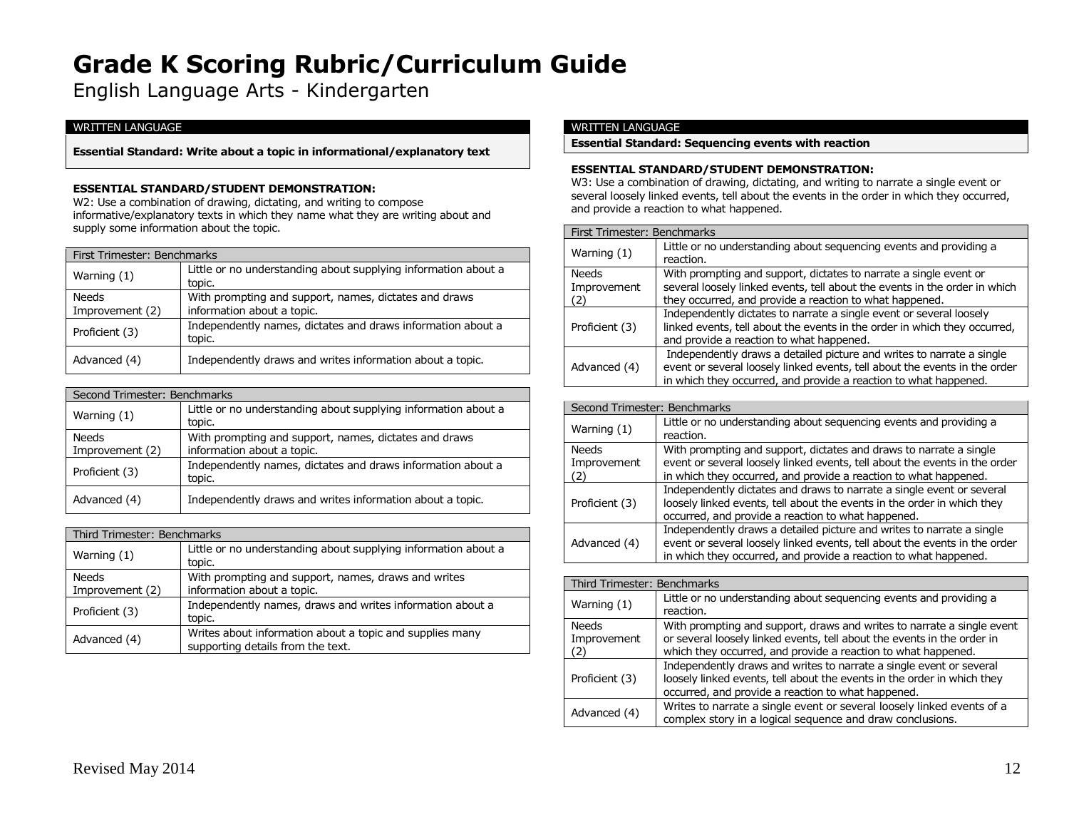# Grade K Scoring Rubric/Curriculum Guide

English Language Arts - Kindergarten

## WRITTEN LANGUAGE

**Essential Standard: Write about a topic in informational/explanatory text**

**ESSENTIAL STANDARD/STUDENT DEMONSTRATION:**
W2: Use a combination of drawing, dictating, and writing to compose informative/explanatory texts in which they name what they are writing about and supply some information about the topic.

| First Trimester: Benchmarks | |
|---|---|
| Warning (1) | Little or no understanding about supplying information about a topic. |
| Needs Improvement (2) | With prompting and support, names, dictates and draws information about a topic. |
| Proficient (3) | Independently names, dictates and draws information about a topic. |
| Advanced (4) | Independently draws and writes information about a topic. |

| Second Trimester: Benchmarks | |
|---|---|
| Warning (1) | Little or no understanding about supplying information about a topic. |
| Needs Improvement (2) | With prompting and support, names, dictates and draws information about a topic. |
| Proficient (3) | Independently names, dictates and draws information about a topic. |
| Advanced (4) | Independently draws and writes information about a topic. |

| Third Trimester: Benchmarks | |
|---|---|
| Warning (1) | Little or no understanding about supplying information about a topic. |
| Needs Improvement (2) | With prompting and support, names, draws and writes information about a topic. |
| Proficient (3) | Independently names, draws and writes information about a topic. |
| Advanced (4) | Writes about information about a topic and supplies many supporting details from the text. |

## WRITTEN LANGUAGE

**Essential Standard: Sequencing events with reaction**

**ESSENTIAL STANDARD/STUDENT DEMONSTRATION:**
W3: Use a combination of drawing, dictating, and writing to narrate a single event or several loosely linked events, tell about the events in the order in which they occurred, and provide a reaction to what happened.

| First Trimester: Benchmarks | |
|---|---|
| Warning (1) | Little or no understanding about sequencing events and providing a reaction. |
| Needs Improvement (2) | With prompting and support, dictates to narrate a single event or several loosely linked events, tell about the events in the order in which they occurred, and provide a reaction to what happened. |
| Proficient (3) | Independently dictates to narrate a single event or several loosely linked events, tell about the events in the order in which they occurred, and provide a reaction to what happened. |
| Advanced (4) | Independently draws a detailed picture and writes to narrate a single event or several loosely linked events, tell about the events in the order in which they occurred, and provide a reaction to what happened. |

| Second Trimester: Benchmarks | |
|---|---|
| Warning (1) | Little or no understanding about sequencing events and providing a reaction. |
| Needs Improvement (2) | With prompting and support, dictates and draws to narrate a single event or several loosely linked events, tell about the events in the order in which they occurred, and provide a reaction to what happened. |
| Proficient (3) | Independently dictates and draws to narrate a single event or several loosely linked events, tell about the events in the order in which they occurred, and provide a reaction to what happened. |
| Advanced (4) | Independently draws a detailed picture and writes to narrate a single event or several loosely linked events, tell about the events in the order in which they occurred, and provide a reaction to what happened. |

| Third Trimester: Benchmarks | |
|---|---|
| Warning (1) | Little or no understanding about sequencing events and providing a reaction. |
| Needs Improvement (2) | With prompting and support, draws and writes to narrate a single event or several loosely linked events, tell about the events in the order in which they occurred, and provide a reaction to what happened. |
| Proficient (3) | Independently draws and writes to narrate a single event or several loosely linked events, tell about the events in the order in which they occurred, and provide a reaction to what happened. |
| Advanced (4) | Writes to narrate a single event or several loosely linked events of a complex story in a logical sequence and draw conclusions. |

Revised May 2014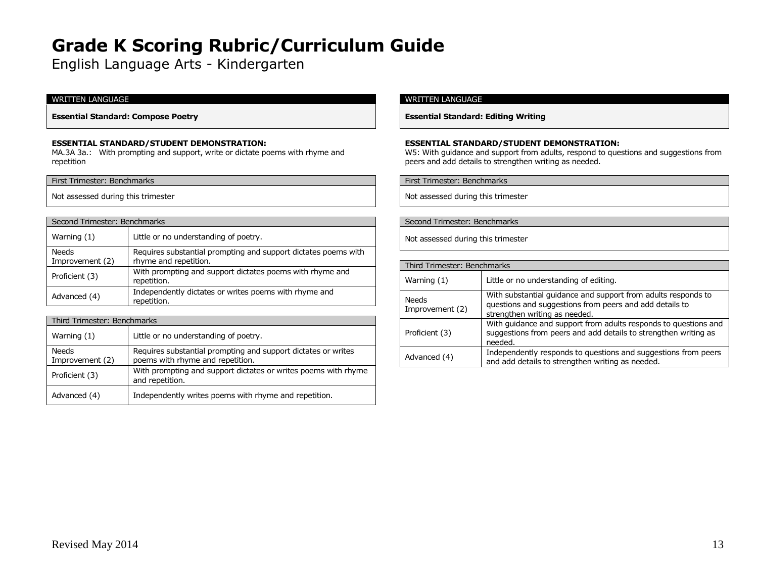# Grade K Scoring Rubric/Curriculum Guide

English Language Arts - Kindergarten

WRITTEN LANGUAGE

**Essential Standard: Compose Poetry**

**ESSENTIAL STANDARD/STUDENT DEMONSTRATION:**
MA.3A 3a.: With prompting and support, write or dictate poems with rhyme and repetition

| First Trimester: Benchmarks |
| --- |
| Not assessed during this trimester |

| Second Trimester: Benchmarks | |
| --- | --- |
| Warning (1) | Little or no understanding of poetry. |
| Needs Improvement (2) | Requires substantial prompting and support dictates poems with rhyme and repetition. |
| Proficient (3) | With prompting and support dictates poems with rhyme and repetition. |
| Advanced (4) | Independently dictates or writes poems with rhyme and repetition. |

| Third Trimester: Benchmarks | |
| --- | --- |
| Warning (1) | Little or no understanding of poetry. |
| Needs Improvement (2) | Requires substantial prompting and support dictates or writes poems with rhyme and repetition. |
| Proficient (3) | With prompting and support dictates or writes poems with rhyme and repetition. |
| Advanced (4) | Independently writes poems with rhyme and repetition. |

WRITTEN LANGUAGE

**Essential Standard: Editing Writing**

**ESSENTIAL STANDARD/STUDENT DEMONSTRATION:**
W5: With guidance and support from adults, respond to questions and suggestions from peers and add details to strengthen writing as needed.

| First Trimester: Benchmarks |
| --- |
| Not assessed during this trimester |

| Second Trimester: Benchmarks |
| --- |
| Not assessed during this trimester |

| Third Trimester: Benchmarks | |
| --- | --- |
| Warning (1) | Little or no understanding of editing. |
| Needs Improvement (2) | With substantial guidance and support from adults responds to questions and suggestions from peers and add details to strengthen writing as needed. |
| Proficient (3) | With guidance and support from adults responds to questions and suggestions from peers and add details to strengthen writing as needed. |
| Advanced (4) | Independently responds to questions and suggestions from peers and add details to strengthen writing as needed. |

Revised May 2014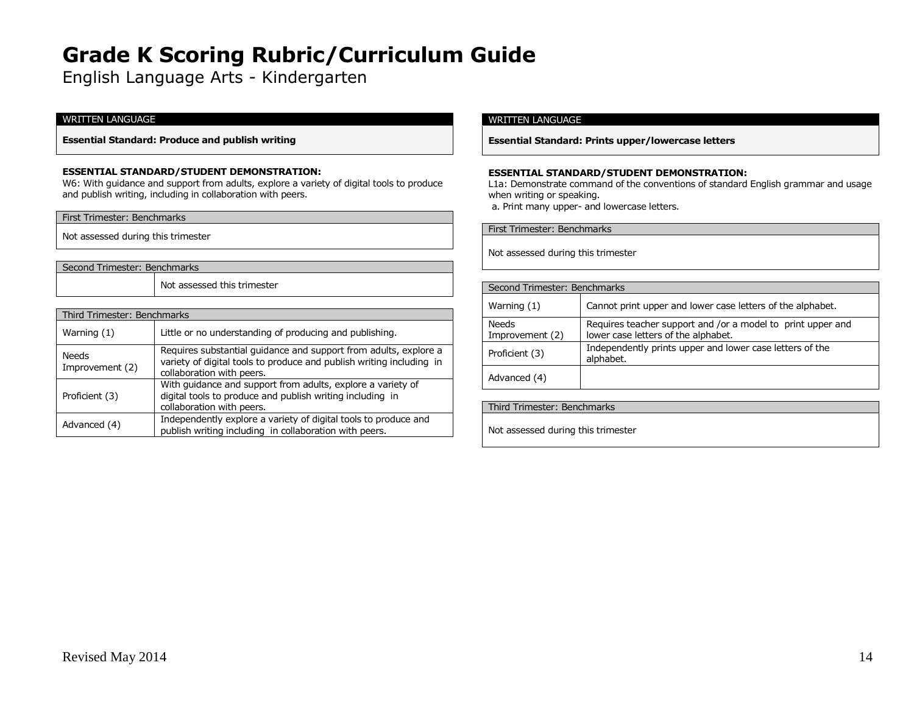# Grade K Scoring Rubric/Curriculum Guide

English Language Arts - Kindergarten

| WRITTEN LANGUAGE |
|---|
| **Essential Standard: Produce and publish writing** |

**ESSENTIAL STANDARD/STUDENT DEMONSTRATION:**
W6: With guidance and support from adults, explore a variety of digital tools to produce and publish writing, including in collaboration with peers.

| First Trimester: Benchmarks |
|---|
| Not assessed during this trimester |

| Second Trimester: Benchmarks | |
|---|---|
| | Not assessed this trimester |

| Third Trimester: Benchmarks | |
|---|---|
| Warning (1) | Little or no understanding of producing and publishing. |
| Needs Improvement (2) | Requires substantial guidance and support from adults, explore a variety of digital tools to produce and publish writing including in collaboration with peers. |
| Proficient (3) | With guidance and support from adults, explore a variety of digital tools to produce and publish writing including in collaboration with peers. |
| Advanced (4) | Independently explore a variety of digital tools to produce and publish writing including in collaboration with peers. |

| WRITTEN LANGUAGE |
|---|
| **Essential Standard: Prints upper/lowercase letters** |

**ESSENTIAL STANDARD/STUDENT DEMONSTRATION:**
L1a: Demonstrate command of the conventions of standard English grammar and usage when writing or speaking.
a. Print many upper- and lowercase letters.

| First Trimester: Benchmarks |
|---|
| Not assessed during this trimester |

| Second Trimester: Benchmarks | |
|---|---|
| Warning (1) | Cannot print upper and lower case letters of the alphabet. |
| Needs Improvement (2) | Requires teacher support and /or a model to print upper and lower case letters of the alphabet. |
| Proficient (3) | Independently prints upper and lower case letters of the alphabet. |
| Advanced (4) | |

| Third Trimester: Benchmarks |
|---|
| Not assessed during this trimester |

Revised May 2014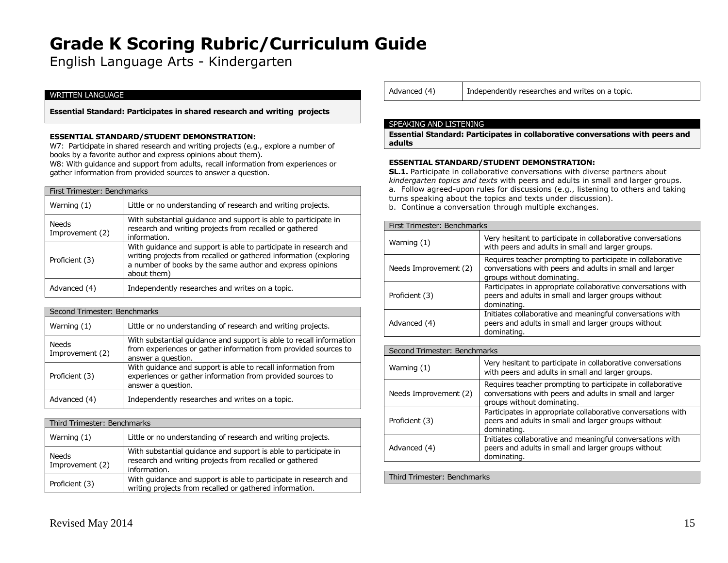# Grade K Scoring Rubric/Curriculum Guide

English Language Arts - Kindergarten

## WRITTEN LANGUAGE

**Essential Standard: Participates in shared research and writing projects**

**ESSENTIAL STANDARD/STUDENT DEMONSTRATION:**

W7: Participate in shared research and writing projects (e.g., explore a number of books by a favorite author and express opinions about them).

W8: With guidance and support from adults, recall information from experiences or gather information from provided sources to answer a question.

| First Trimester: Benchmarks | |
|---|---|
| Warning (1) | Little or no understanding of research and writing projects. |
| Needs Improvement (2) | With substantial guidance and support is able to participate in research and writing projects from recalled or gathered information. |
| Proficient (3) | With guidance and support is able to participate in research and writing projects from recalled or gathered information (exploring a number of books by the same author and express opinions about them) |
| Advanced (4) | Independently researches and writes on a topic. |

| Second Trimester: Benchmarks | |
|---|---|
| Warning (1) | Little or no understanding of research and writing projects. |
| Needs Improvement (2) | With substantial guidance and support is able to recall information from experiences or gather information from provided sources to answer a question. |
| Proficient (3) | With guidance and support is able to recall information from experiences or gather information from provided sources to answer a question. |
| Advanced (4) | Independently researches and writes on a topic. |

| Third Trimester: Benchmarks | |
|---|---|
| Warning (1) | Little or no understanding of research and writing projects. |
| Needs Improvement (2) | With substantial guidance and support is able to participate in research and writing projects from recalled or gathered information. |
| Proficient (3) | With guidance and support is able to participate in research and writing projects from recalled or gathered information. |
| Advanced (4) | Independently researches and writes on a topic. |

## SPEAKING AND LISTENING

**Essential Standard: Participates in collaborative conversations with peers and adults**

**ESSENTIAL STANDARD/STUDENT DEMONSTRATION:**

**SL.1.** Participate in collaborative conversations with diverse partners about *kindergarten topics and texts* with peers and adults in small and larger groups.

a. Follow agreed-upon rules for discussions (e.g., listening to others and taking turns speaking about the topics and texts under discussion).

b. Continue a conversation through multiple exchanges.

| First Trimester: Benchmarks | |
|---|---|
| Warning (1) | Very hesitant to participate in collaborative conversations with peers and adults in small and larger groups. |
| Needs Improvement (2) | Requires teacher prompting to participate in collaborative conversations with peers and adults in small and larger groups without dominating. |
| Proficient (3) | Participates in appropriate collaborative conversations with peers and adults in small and larger groups without dominating. |
| Advanced (4) | Initiates collaborative and meaningful conversations with peers and adults in small and larger groups without dominating. |

| Second Trimester: Benchmarks | |
|---|---|
| Warning (1) | Very hesitant to participate in collaborative conversations with peers and adults in small and larger groups. |
| Needs Improvement (2) | Requires teacher prompting to participate in collaborative conversations with peers and adults in small and larger groups without dominating. |
| Proficient (3) | Participates in appropriate collaborative conversations with peers and adults in small and larger groups without dominating. |
| Advanced (4) | Initiates collaborative and meaningful conversations with peers and adults in small and larger groups without dominating. |

| Third Trimester: Benchmarks | |
|---|---|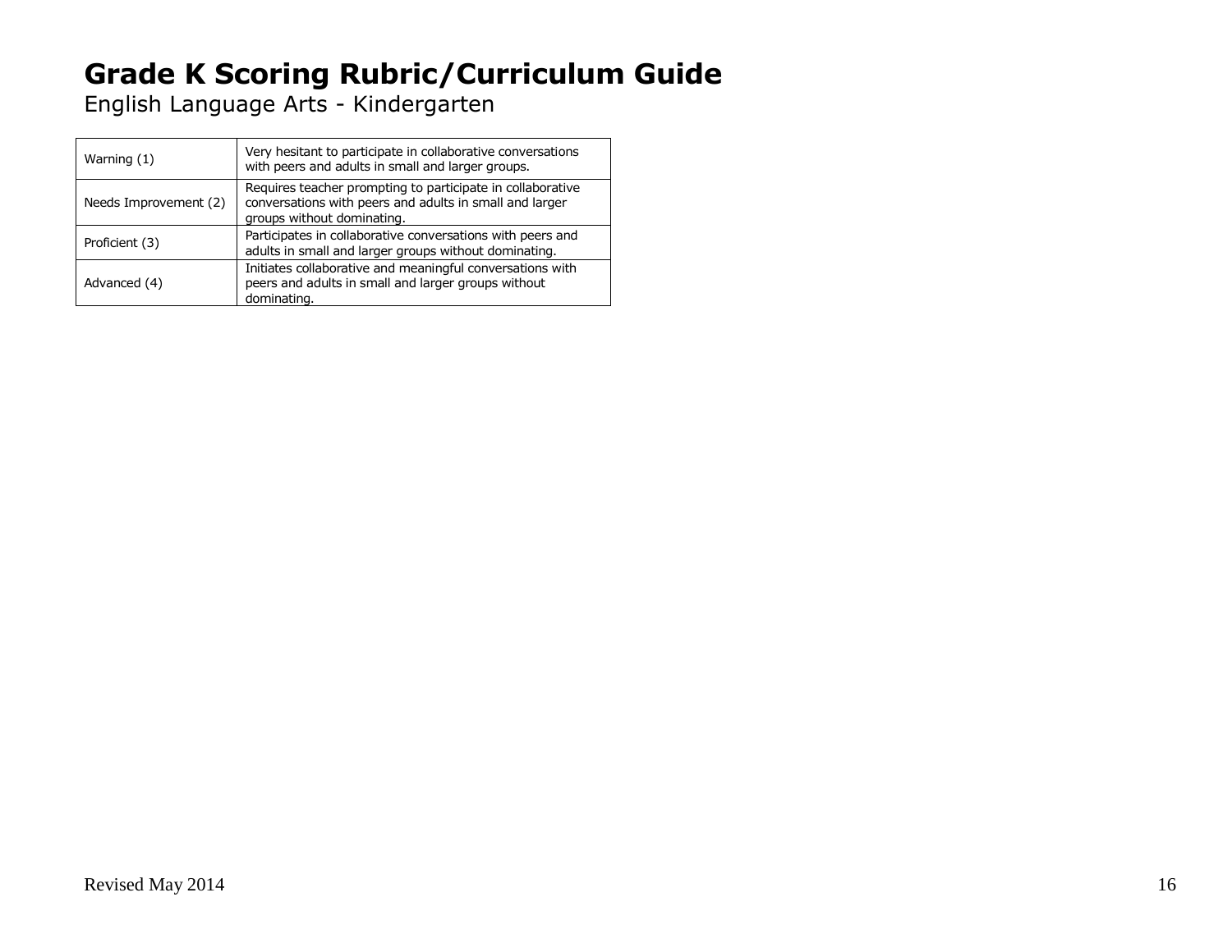# Grade K Scoring Rubric/Curriculum Guide

English Language Arts - Kindergarten

| | |
|---|---|
| Warning (1) | Very hesitant to participate in collaborative conversations with peers and adults in small and larger groups. |
| Needs Improvement (2) | Requires teacher prompting to participate in collaborative conversations with peers and adults in small and larger groups without dominating. |
| Proficient (3) | Participates in collaborative conversations with peers and adults in small and larger groups without dominating. |
| Advanced (4) | Initiates collaborative and meaningful conversations with peers and adults in small and larger groups without dominating. |

Revised May 2014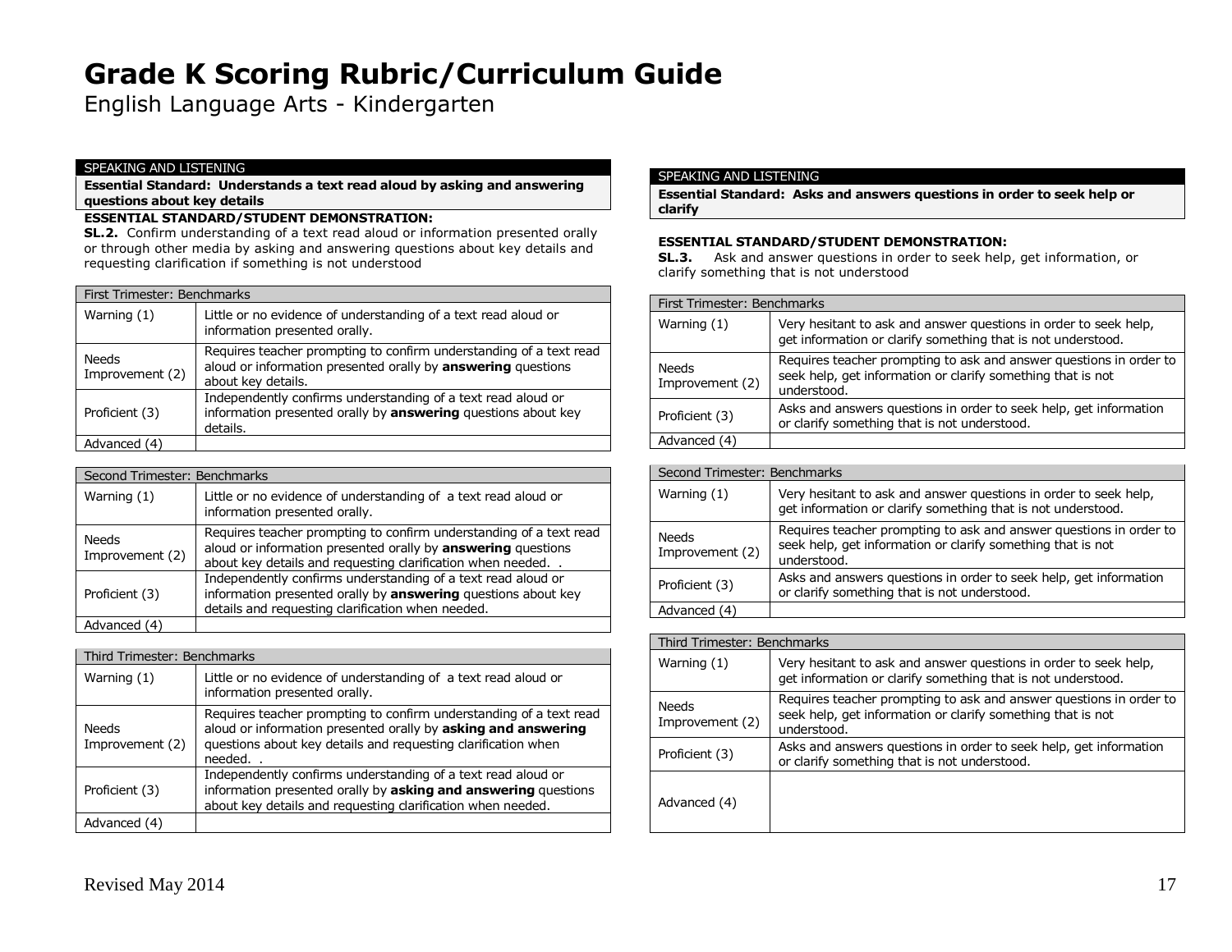# Grade K Scoring Rubric/Curriculum Guide

English Language Arts - Kindergarten

## SPEAKING AND LISTENING

**Essential Standard: Understands a text read aloud by asking and answering questions about key details**

**ESSENTIAL STANDARD/STUDENT DEMONSTRATION:**

**SL.2.** Confirm understanding of a text read aloud or information presented orally or through other media by asking and answering questions about key details and requesting clarification if something is not understood

| First Trimester: Benchmarks | |
|---|---|
| Warning (1) | Little or no evidence of understanding of a text read aloud or information presented orally. |
| Needs Improvement (2) | Requires teacher prompting to confirm understanding of a text read aloud or information presented orally by **answering** questions about key details. |
| Proficient (3) | Independently confirms understanding of a text read aloud or information presented orally by **answering** questions about key details. |
| Advanced (4) | |

| Second Trimester: Benchmarks | |
|---|---|
| Warning (1) | Little or no evidence of understanding of a text read aloud or information presented orally. |
| Needs Improvement (2) | Requires teacher prompting to confirm understanding of a text read aloud or information presented orally by **answering** questions about key details and requesting clarification when needed. . |
| Proficient (3) | Independently confirms understanding of a text read aloud or information presented orally by **answering** questions about key details and requesting clarification when needed. |
| Advanced (4) | |

| Third Trimester: Benchmarks | |
|---|---|
| Warning (1) | Little or no evidence of understanding of a text read aloud or information presented orally. |
| Needs Improvement (2) | Requires teacher prompting to confirm understanding of a text read aloud or information presented orally by **asking and answering** questions about key details and requesting clarification when needed. . |
| Proficient (3) | Independently confirms understanding of a text read aloud or information presented orally by **asking and answering** questions about key details and requesting clarification when needed. |
| Advanced (4) | |

## SPEAKING AND LISTENING

**Essential Standard: Asks and answers questions in order to seek help or clarify**

**ESSENTIAL STANDARD/STUDENT DEMONSTRATION:**

**SL.3.** Ask and answer questions in order to seek help, get information, or clarify something that is not understood

| First Trimester: Benchmarks | |
|---|---|
| Warning (1) | Very hesitant to ask and answer questions in order to seek help, get information or clarify something that is not understood. |
| Needs Improvement (2) | Requires teacher prompting to ask and answer questions in order to seek help, get information or clarify something that is not understood. |
| Proficient (3) | Asks and answers questions in order to seek help, get information or clarify something that is not understood. |
| Advanced (4) | |

| Second Trimester: Benchmarks | |
|---|---|
| Warning (1) | Very hesitant to ask and answer questions in order to seek help, get information or clarify something that is not understood. |
| Needs Improvement (2) | Requires teacher prompting to ask and answer questions in order to seek help, get information or clarify something that is not understood. |
| Proficient (3) | Asks and answers questions in order to seek help, get information or clarify something that is not understood. |
| Advanced (4) | |

| Third Trimester: Benchmarks | |
|---|---|
| Warning (1) | Very hesitant to ask and answer questions in order to seek help, get information or clarify something that is not understood. |
| Needs Improvement (2) | Requires teacher prompting to ask and answer questions in order to seek help, get information or clarify something that is not understood. |
| Proficient (3) | Asks and answers questions in order to seek help, get information or clarify something that is not understood. |
| Advanced (4) | |

Revised May 2014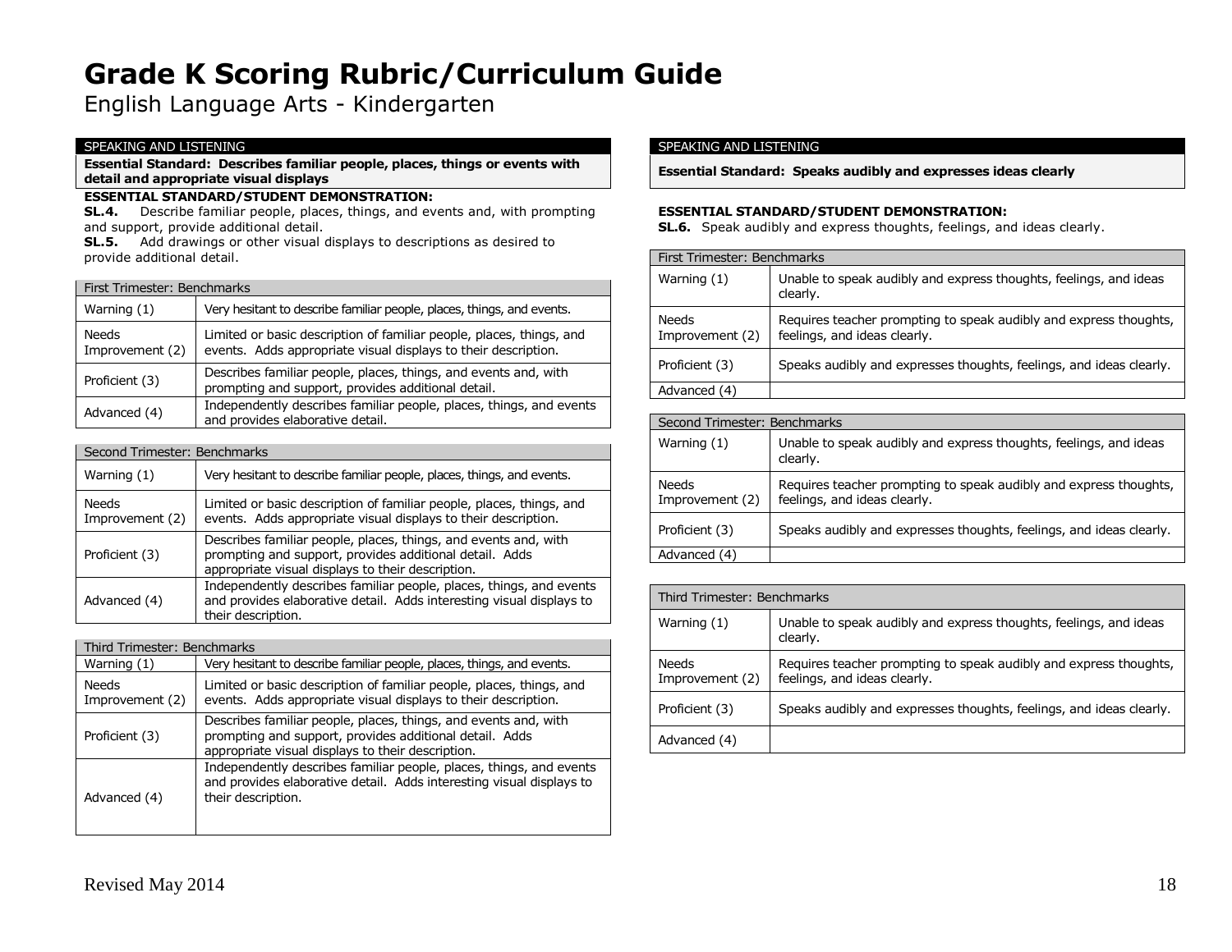# Grade K Scoring Rubric/Curriculum Guide

English Language Arts - Kindergarten

SPEAKING AND LISTENING

**Essential Standard: Describes familiar people, places, things or events with detail and appropriate visual displays**

**ESSENTIAL STANDARD/STUDENT DEMONSTRATION:**

**SL.4.** Describe familiar people, places, things, and events and, with prompting and support, provide additional detail.

**SL.5.** Add drawings or other visual displays to descriptions as desired to provide additional detail.

| First Trimester: Benchmarks | |
|---|---|
| Warning (1) | Very hesitant to describe familiar people, places, things, and events. |
| Needs Improvement (2) | Limited or basic description of familiar people, places, things, and events. Adds appropriate visual displays to their description. |
| Proficient (3) | Describes familiar people, places, things, and events and, with prompting and support, provides additional detail. |
| Advanced (4) | Independently describes familiar people, places, things, and events and provides elaborative detail. |

| Second Trimester: Benchmarks | |
|---|---|
| Warning (1) | Very hesitant to describe familiar people, places, things, and events. |
| Needs Improvement (2) | Limited or basic description of familiar people, places, things, and events. Adds appropriate visual displays to their description. |
| Proficient (3) | Describes familiar people, places, things, and events and, with prompting and support, provides additional detail. Adds appropriate visual displays to their description. |
| Advanced (4) | Independently describes familiar people, places, things, and events and provides elaborative detail. Adds interesting visual displays to their description. |

| Third Trimester: Benchmarks | |
|---|---|
| Warning (1) | Very hesitant to describe familiar people, places, things, and events. |
| Needs Improvement (2) | Limited or basic description of familiar people, places, things, and events. Adds appropriate visual displays to their description. |
| Proficient (3) | Describes familiar people, places, things, and events and, with prompting and support, provides additional detail. Adds appropriate visual displays to their description. |
| Advanced (4) | Independently describes familiar people, places, things, and events and provides elaborative detail. Adds interesting visual displays to their description. |

SPEAKING AND LISTENING

**Essential Standard: Speaks audibly and expresses ideas clearly**

**ESSENTIAL STANDARD/STUDENT DEMONSTRATION:**

**SL.6.** Speak audibly and express thoughts, feelings, and ideas clearly.

| First Trimester: Benchmarks | |
|---|---|
| Warning (1) | Unable to speak audibly and express thoughts, feelings, and ideas clearly. |
| Needs Improvement (2) | Requires teacher prompting to speak audibly and express thoughts, feelings, and ideas clearly. |
| Proficient (3) | Speaks audibly and expresses thoughts, feelings, and ideas clearly. |
| Advanced (4) | |

| Second Trimester: Benchmarks | |
|---|---|
| Warning (1) | Unable to speak audibly and express thoughts, feelings, and ideas clearly. |
| Needs Improvement (2) | Requires teacher prompting to speak audibly and express thoughts, feelings, and ideas clearly. |
| Proficient (3) | Speaks audibly and expresses thoughts, feelings, and ideas clearly. |
| Advanced (4) | |

| Third Trimester: Benchmarks | |
|---|---|
| Warning (1) | Unable to speak audibly and express thoughts, feelings, and ideas clearly. |
| Needs Improvement (2) | Requires teacher prompting to speak audibly and express thoughts, feelings, and ideas clearly. |
| Proficient (3) | Speaks audibly and expresses thoughts, feelings, and ideas clearly. |
| Advanced (4) | |

Revised May 2014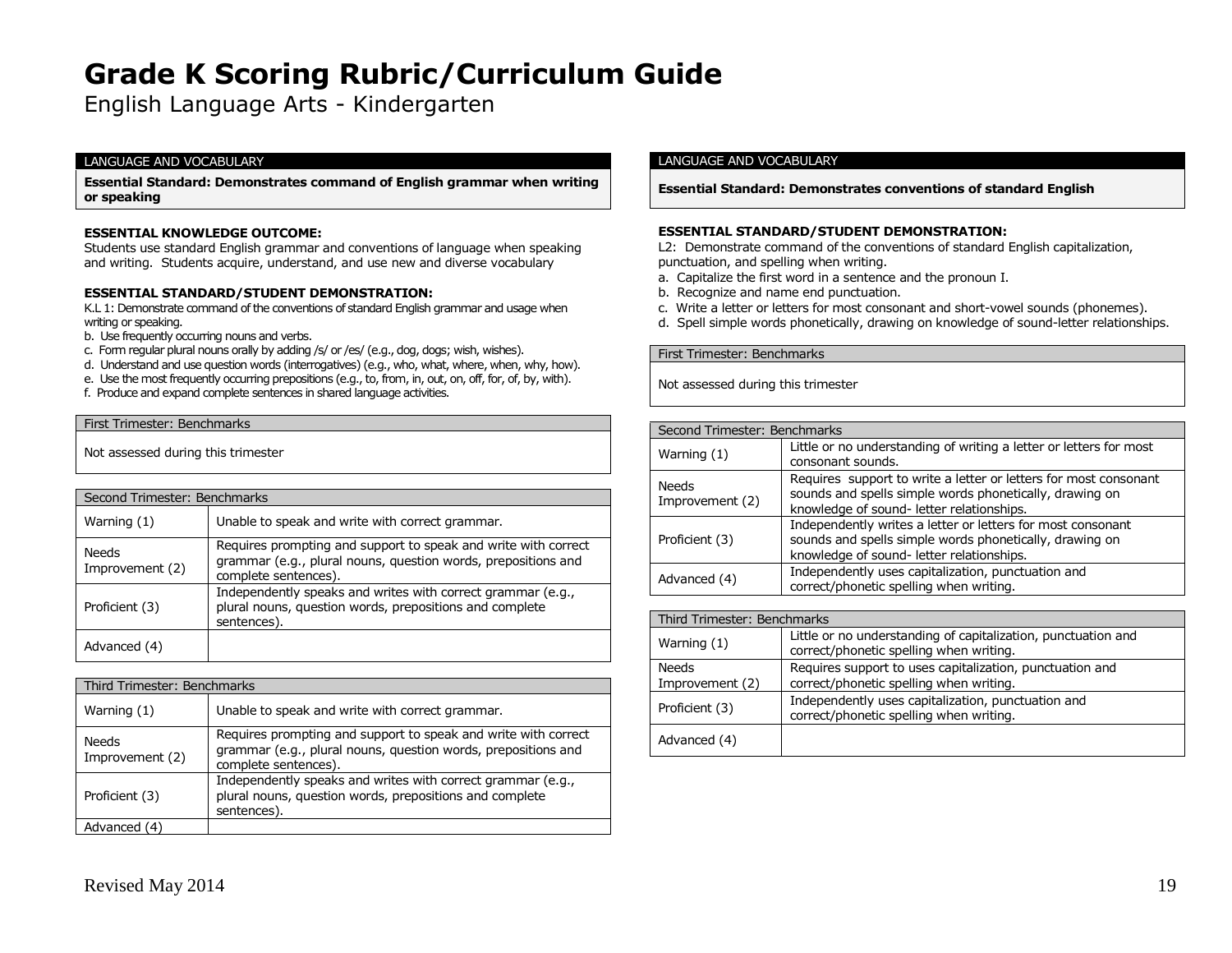# Grade K Scoring Rubric/Curriculum Guide

English Language Arts - Kindergarten

## LANGUAGE AND VOCABULARY

**Essential Standard: Demonstrates command of English grammar when writing or speaking**

**ESSENTIAL KNOWLEDGE OUTCOME:**

Students use standard English grammar and conventions of language when speaking and writing. Students acquire, understand, and use new and diverse vocabulary

**ESSENTIAL STANDARD/STUDENT DEMONSTRATION:**

K.L 1: Demonstrate command of the conventions of standard English grammar and usage when writing or speaking.

b. Use frequently occurring nouns and verbs.
c. Form regular plural nouns orally by adding /s/ or /es/ (e.g., dog, dogs; wish, wishes).
d. Understand and use question words (interrogatives) (e.g., who, what, where, when, why, how).
e. Use the most frequently occurring prepositions (e.g., to, from, in, out, on, off, for, of, by, with).
f. Produce and expand complete sentences in shared language activities.

| First Trimester: Benchmarks |
|---|
| Not assessed during this trimester |

| Second Trimester: Benchmarks | |
|---|---|
| Warning (1) | Unable to speak and write with correct grammar. |
| Needs Improvement (2) | Requires prompting and support to speak and write with correct grammar (e.g., plural nouns, question words, prepositions and complete sentences). |
| Proficient (3) | Independently speaks and writes with correct grammar (e.g., plural nouns, question words, prepositions and complete sentences). |
| Advanced (4) | |

| Third Trimester: Benchmarks | |
|---|---|
| Warning (1) | Unable to speak and write with correct grammar. |
| Needs Improvement (2) | Requires prompting and support to speak and write with correct grammar (e.g., plural nouns, question words, prepositions and complete sentences). |
| Proficient (3) | Independently speaks and writes with correct grammar (e.g., plural nouns, question words, prepositions and complete sentences). |
| Advanced (4) | |

## LANGUAGE AND VOCABULARY

**Essential Standard: Demonstrates conventions of standard English**

**ESSENTIAL STANDARD/STUDENT DEMONSTRATION:**

L2: Demonstrate command of the conventions of standard English capitalization, punctuation, and spelling when writing.

a. Capitalize the first word in a sentence and the pronoun I.
b. Recognize and name end punctuation.
c. Write a letter or letters for most consonant and short-vowel sounds (phonemes).
d. Spell simple words phonetically, drawing on knowledge of sound-letter relationships.

| First Trimester: Benchmarks |
|---|
| Not assessed during this trimester |

| Second Trimester: Benchmarks | |
|---|---|
| Warning (1) | Little or no understanding of writing a letter or letters for most consonant sounds. |
| Needs Improvement (2) | Requires support to write a letter or letters for most consonant sounds and spells simple words phonetically, drawing on knowledge of sound- letter relationships. |
| Proficient (3) | Independently writes a letter or letters for most consonant sounds and spells simple words phonetically, drawing on knowledge of sound- letter relationships. |
| Advanced (4) | Independently uses capitalization, punctuation and correct/phonetic spelling when writing. |

| Third Trimester: Benchmarks | |
|---|---|
| Warning (1) | Little or no understanding of capitalization, punctuation and correct/phonetic spelling when writing. |
| Needs Improvement (2) | Requires support to uses capitalization, punctuation and correct/phonetic spelling when writing. |
| Proficient (3) | Independently uses capitalization, punctuation and correct/phonetic spelling when writing. |
| Advanced (4) | |

Revised May 2014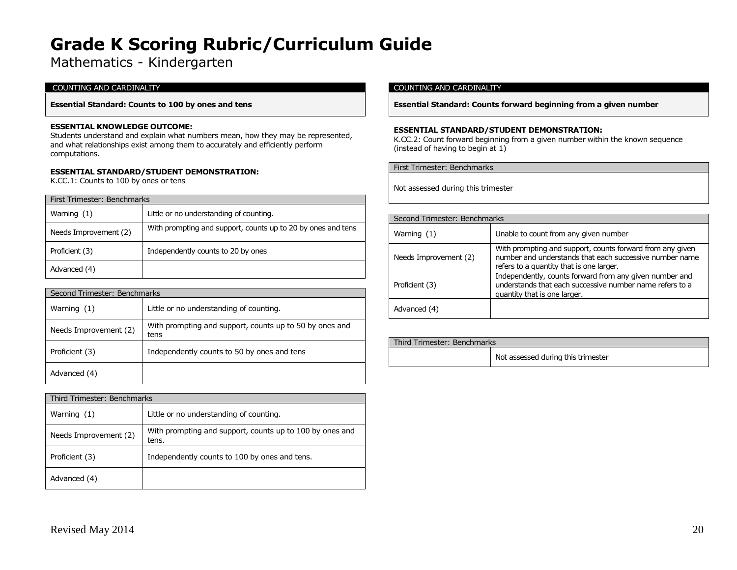# Grade K Scoring Rubric/Curriculum Guide

Mathematics - Kindergarten

## COUNTING AND CARDINALITY

**Essential Standard: Counts to 100 by ones and tens**

**ESSENTIAL KNOWLEDGE OUTCOME:**
Students understand and explain what numbers mean, how they may be represented, and what relationships exist among them to accurately and efficiently perform computations.

**ESSENTIAL STANDARD/STUDENT DEMONSTRATION:**
K.CC.1: Counts to 100 by ones or tens

| First Trimester: Benchmarks | |
|---|---|
| Warning (1) | Little or no understanding of counting. |
| Needs Improvement (2) | With prompting and support, counts up to 20 by ones and tens |
| Proficient (3) | Independently counts to 20 by ones |
| Advanced (4) | |

| Second Trimester: Benchmarks | |
|---|---|
| Warning (1) | Little or no understanding of counting. |
| Needs Improvement (2) | With prompting and support, counts up to 50 by ones and tens |
| Proficient (3) | Independently counts to 50 by ones and tens |
| Advanced (4) | |

| Third Trimester: Benchmarks | |
|---|---|
| Warning (1) | Little or no understanding of counting. |
| Needs Improvement (2) | With prompting and support, counts up to 100 by ones and tens. |
| Proficient (3) | Independently counts to 100 by ones and tens. |
| Advanced (4) | |

## COUNTING AND CARDINALITY

**Essential Standard: Counts forward beginning from a given number**

**ESSENTIAL STANDARD/STUDENT DEMONSTRATION:**
K.CC.2: Count forward beginning from a given number within the known sequence (instead of having to begin at 1)

| First Trimester: Benchmarks |
|---|
| Not assessed during this trimester |

| Second Trimester: Benchmarks | |
|---|---|
| Warning (1) | Unable to count from any given number |
| Needs Improvement (2) | With prompting and support, counts forward from any given number and understands that each successive number name refers to a quantity that is one larger. |
| Proficient (3) | Independently, counts forward from any given number and understands that each successive number name refers to a quantity that is one larger. |
| Advanced (4) | |

| Third Trimester: Benchmarks | |
|---|---|
| | Not assessed during this trimester |

Revised May 2014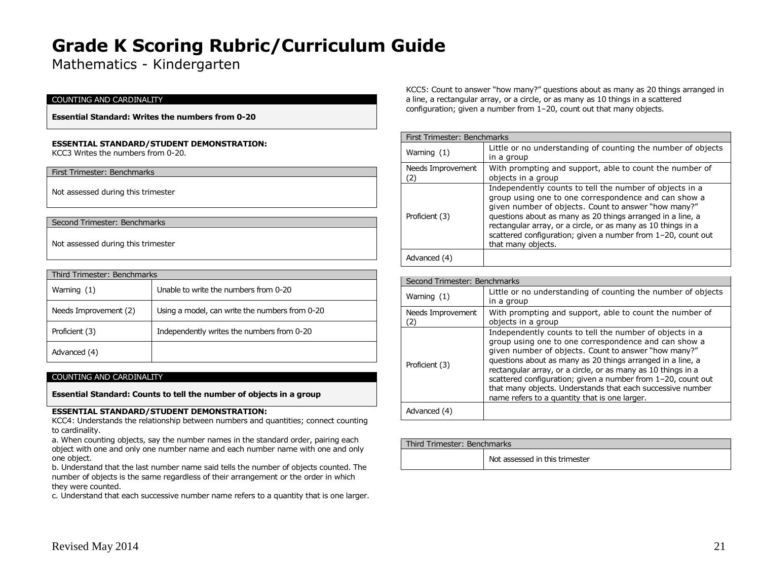# Grade K Scoring Rubric/Curriculum Guide

Mathematics - Kindergarten

## COUNTING AND CARDINALITY

**Essential Standard: Writes the numbers from 0-20**

**ESSENTIAL STANDARD/STUDENT DEMONSTRATION:**
KCC3 Writes the numbers from 0-20.

| First Trimester: Benchmarks |
|---|
| Not assessed during this trimester |

| Second Trimester: Benchmarks |
|---|
| Not assessed during this trimester |

| Third Trimester: Benchmarks | |
|---|---|
| Warning (1) | Unable to write the numbers from 0-20 |
| Needs Improvement (2) | Using a model, can write the numbers from 0-20 |
| Proficient (3) | Independently writes the numbers from 0-20 |
| Advanced (4) | |

## COUNTING AND CARDINALITY

**Essential Standard: Counts to tell the number of objects in a group**

**ESSENTIAL STANDARD/STUDENT DEMONSTRATION:**
KCC4: Understands the relationship between numbers and quantities; connect counting to cardinality.

a. When counting objects, say the number names in the standard order, pairing each object with one and only one number name and each number name with one and only one object.

b. Understand that the last number name said tells the number of objects counted. The number of objects is the same regardless of their arrangement or the order in which they were counted.

c. Understand that each successive number name refers to a quantity that is one larger.

KCC5: Count to answer "how many?" questions about as many as 20 things arranged in a line, a rectangular array, or a circle, or as many as 10 things in a scattered configuration; given a number from 1–20, count out that many objects.

| First Trimester: Benchmarks | |
|---|---|
| Warning (1) | Little or no understanding of counting the number of objects in a group |
| Needs Improvement (2) | With prompting and support, able to count the number of objects in a group |
| Proficient (3) | Independently counts to tell the number of objects in a group using one to one correspondence and can show a given number of objects. Count to answer "how many?" questions about as many as 20 things arranged in a line, a rectangular array, or a circle, or as many as 10 things in a scattered configuration; given a number from 1–20, count out that many objects. |
| Advanced (4) | |

| Second Trimester: Benchmarks | |
|---|---|
| Warning (1) | Little or no understanding of counting the number of objects in a group |
| Needs Improvement (2) | With prompting and support, able to count the number of objects in a group |
| Proficient (3) | Independently counts to tell the number of objects in a group using one to one correspondence and can show a given number of objects. Count to answer "how many?" questions about as many as 20 things arranged in a line, a rectangular array, or a circle, or as many as 10 things in a scattered configuration; given a number from 1–20, count out that many objects. Understands that each successive number name refers to a quantity that is one larger. |
| Advanced (4) | |

| Third Trimester: Benchmarks | |
|---|---|
| | Not assessed in this trimester |

Revised May 2014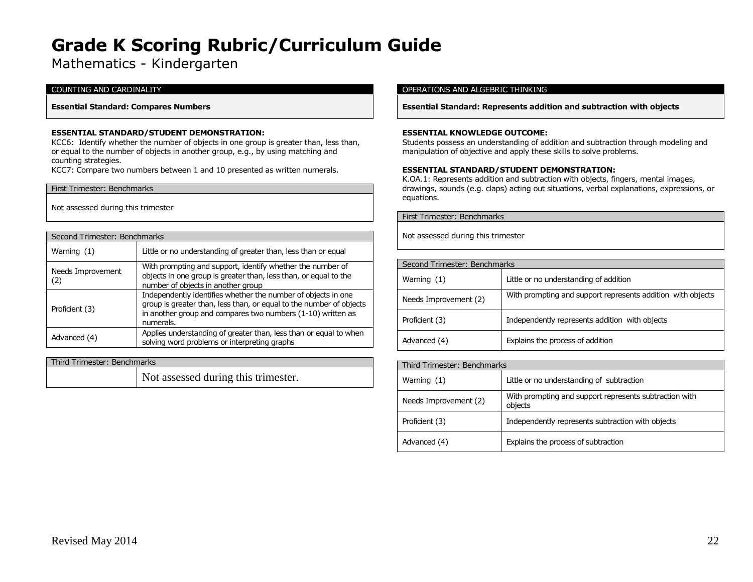# Grade K Scoring Rubric/Curriculum Guide

Mathematics - Kindergarten

## COUNTING AND CARDINALITY

**Essential Standard: Compares Numbers**

**ESSENTIAL STANDARD/STUDENT DEMONSTRATION:**

KCC6: Identify whether the number of objects in one group is greater than, less than, or equal to the number of objects in another group, e.g., by using matching and counting strategies.

KCC7: Compare two numbers between 1 and 10 presented as written numerals.

| First Trimester: Benchmarks |
|---|
| Not assessed during this trimester |

| Second Trimester: Benchmarks | |
|---|---|
| Warning (1) | Little or no understanding of greater than, less than or equal |
| Needs Improvement (2) | With prompting and support, identify whether the number of objects in one group is greater than, less than, or equal to the number of objects in another group |
| Proficient (3) | Independently identifies whether the number of objects in one group is greater than, less than, or equal to the number of objects in another group and compares two numbers (1-10) written as numerals. |
| Advanced (4) | Applies understanding of greater than, less than or equal to when solving word problems or interpreting graphs |

| Third Trimester: Benchmarks | |
|---|---|
| | Not assessed during this trimester. |

## OPERATIONS AND ALGEBRIC THINKING

**Essential Standard: Represents addition and subtraction with objects**

**ESSENTIAL KNOWLEDGE OUTCOME:**

Students possess an understanding of addition and subtraction through modeling and manipulation of objective and apply these skills to solve problems.

**ESSENTIAL STANDARD/STUDENT DEMONSTRATION:**

K.OA.1: Represents addition and subtraction with objects, fingers, mental images, drawings, sounds (e.g. claps) acting out situations, verbal explanations, expressions, or equations.

| First Trimester: Benchmarks |
|---|
| Not assessed during this trimester |

| Second Trimester: Benchmarks | |
|---|---|
| Warning (1) | Little or no understanding of addition |
| Needs Improvement (2) | With prompting and support represents addition with objects |
| Proficient (3) | Independently represents addition with objects |
| Advanced (4) | Explains the process of addition |

| Third Trimester: Benchmarks | |
|---|---|
| Warning (1) | Little or no understanding of subtraction |
| Needs Improvement (2) | With prompting and support represents subtraction with objects |
| Proficient (3) | Independently represents subtraction with objects |
| Advanced (4) | Explains the process of subtraction |

Revised May 2014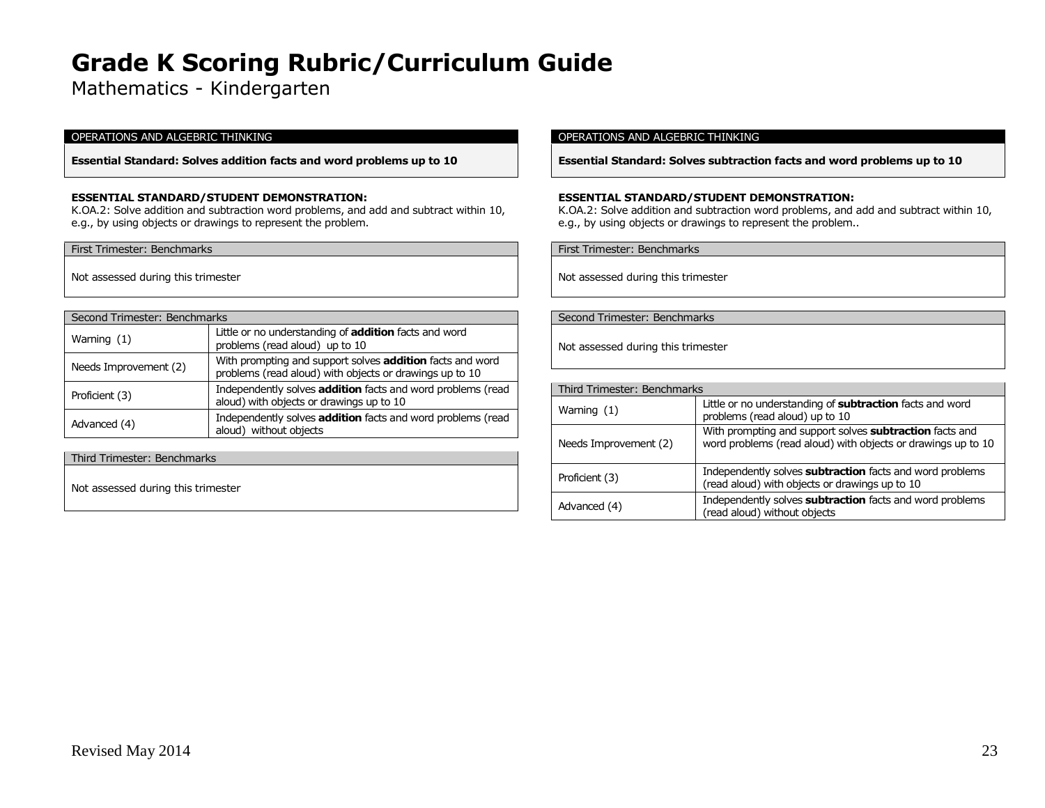# Grade K Scoring Rubric/Curriculum Guide

Mathematics - Kindergarten

OPERATIONS AND ALGEBRIC THINKING

**Essential Standard: Solves addition facts and word problems up to 10**

**ESSENTIAL STANDARD/STUDENT DEMONSTRATION:**
K.OA.2: Solve addition and subtraction word problems, and add and subtract within 10, e.g., by using objects or drawings to represent the problem.

First Trimester: Benchmarks

Not assessed during this trimester

| Second Trimester: Benchmarks | |
|---|---|
| Warning (1) | Little or no understanding of **addition** facts and word problems (read aloud) up to 10 |
| Needs Improvement (2) | With prompting and support solves **addition** facts and word problems (read aloud) with objects or drawings up to 10 |
| Proficient (3) | Independently solves **addition** facts and word problems (read aloud) with objects or drawings up to 10 |
| Advanced (4) | Independently solves **addition** facts and word problems (read aloud) without objects |

Third Trimester: Benchmarks

Not assessed during this trimester

OPERATIONS AND ALGEBRIC THINKING

**Essential Standard: Solves subtraction facts and word problems up to 10**

**ESSENTIAL STANDARD/STUDENT DEMONSTRATION:**
K.OA.2: Solve addition and subtraction word problems, and add and subtract within 10, e.g., by using objects or drawings to represent the problem..

First Trimester: Benchmarks

Not assessed during this trimester

Second Trimester: Benchmarks

Not assessed during this trimester

| Third Trimester: Benchmarks | |
|---|---|
| Warning (1) | Little or no understanding of **subtraction** facts and word problems (read aloud) up to 10 |
| Needs Improvement (2) | With prompting and support solves **subtraction** facts and word problems (read aloud) with objects or drawings up to 10 |
| Proficient (3) | Independently solves **subtraction** facts and word problems (read aloud) with objects or drawings up to 10 |
| Advanced (4) | Independently solves **subtraction** facts and word problems (read aloud) without objects |

Revised May 2014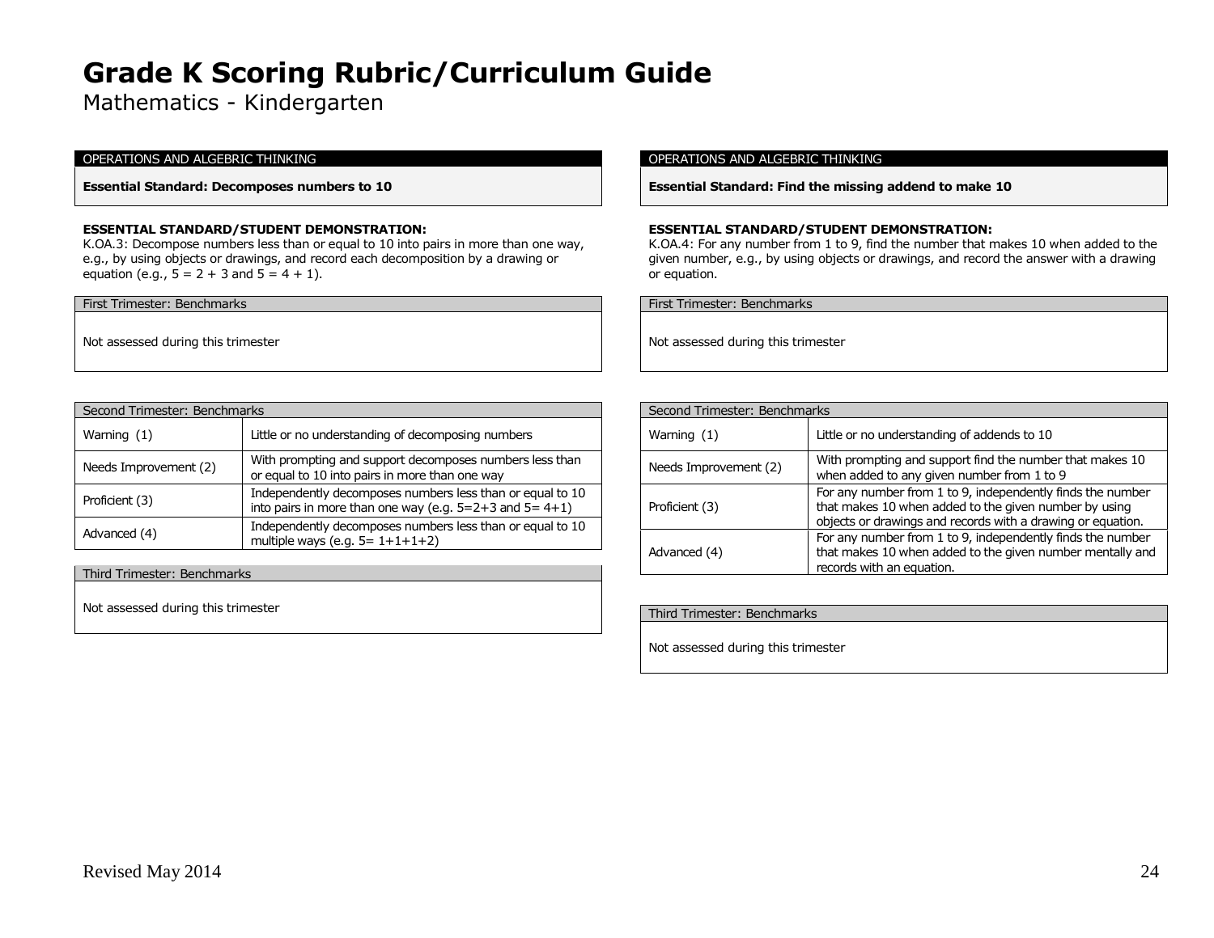# Grade K Scoring Rubric/Curriculum Guide

Mathematics - Kindergarten

## OPERATIONS AND ALGEBRIC THINKING

**Essential Standard: Decomposes numbers to 10**

**ESSENTIAL STANDARD/STUDENT DEMONSTRATION:**
K.OA.3: Decompose numbers less than or equal to 10 into pairs in more than one way, e.g., by using objects or drawings, and record each decomposition by a drawing or equation (e.g., 5 = 2 + 3 and 5 = 4 + 1).

| First Trimester: Benchmarks |
| --- |
| Not assessed during this trimester |

| Second Trimester: Benchmarks | |
| --- | --- |
| Warning (1) | Little or no understanding of decomposing numbers |
| Needs Improvement (2) | With prompting and support decomposes numbers less than or equal to 10 into pairs in more than one way |
| Proficient (3) | Independently decomposes numbers less than or equal to 10 into pairs in more than one way (e.g. 5=2+3 and 5= 4+1) |
| Advanced (4) | Independently decomposes numbers less than or equal to 10 multiple ways (e.g. 5= 1+1+1+2) |

| Third Trimester: Benchmarks |
| --- |
| Not assessed during this trimester |

## OPERATIONS AND ALGEBRIC THINKING

**Essential Standard: Find the missing addend to make 10**

**ESSENTIAL STANDARD/STUDENT DEMONSTRATION:**
K.OA.4: For any number from 1 to 9, find the number that makes 10 when added to the given number, e.g., by using objects or drawings, and record the answer with a drawing or equation.

| First Trimester: Benchmarks |
| --- |
| Not assessed during this trimester |

| Second Trimester: Benchmarks | |
| --- | --- |
| Warning (1) | Little or no understanding of addends to 10 |
| Needs Improvement (2) | With prompting and support find the number that makes 10 when added to any given number from 1 to 9 |
| Proficient (3) | For any number from 1 to 9, independently finds the number that makes 10 when added to the given number by using objects or drawings and records with a drawing or equation. |
| Advanced (4) | For any number from 1 to 9, independently finds the number that makes 10 when added to the given number mentally and records with an equation. |

| Third Trimester: Benchmarks |
| --- |
| Not assessed during this trimester |

Revised May 2014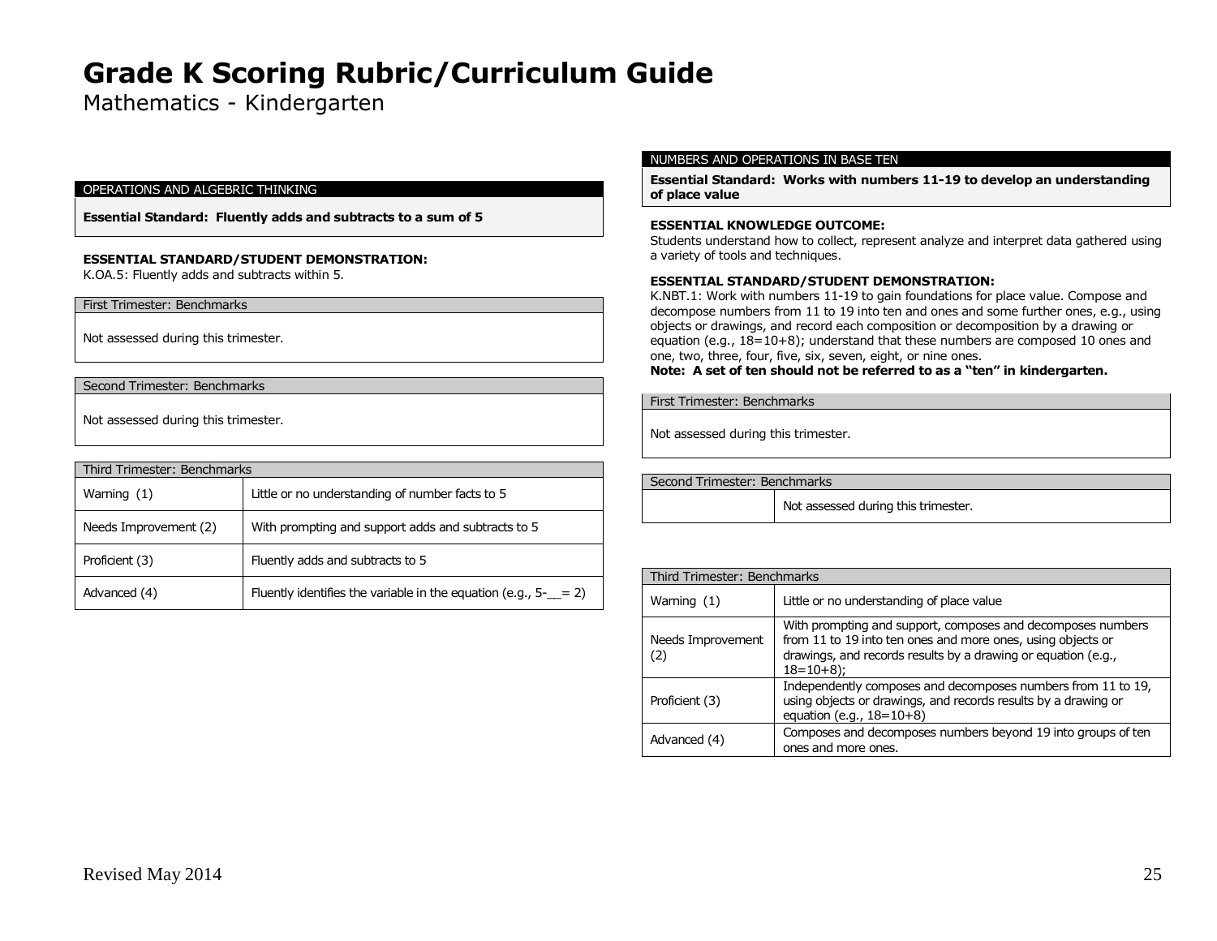# Grade K Scoring Rubric/Curriculum Guide

Mathematics - Kindergarten

## OPERATIONS AND ALGEBRAIC THINKING

**Essential Standard: Fluently adds and subtracts to a sum of 5**

**ESSENTIAL STANDARD/STUDENT DEMONSTRATION:**
K.OA.5: Fluently adds and subtracts within 5.

| First Trimester: Benchmarks |
|---|
| Not assessed during this trimester. |

| Second Trimester: Benchmarks |
|---|
| Not assessed during this trimester. |

| Third Trimester: Benchmarks | |
|---|---|
| Warning (1) | Little or no understanding of number facts to 5 |
| Needs Improvement (2) | With prompting and support adds and subtracts to 5 |
| Proficient (3) | Fluently adds and subtracts to 5 |
| Advanced (4) | Fluently identifies the variable in the equation (e.g., 5-__= 2) |

## NUMBERS AND OPERATIONS IN BASE TEN

**Essential Standard: Works with numbers 11-19 to develop an understanding of place value**

**ESSENTIAL KNOWLEDGE OUTCOME:**
Students understand how to collect, represent analyze and interpret data gathered using a variety of tools and techniques.

**ESSENTIAL STANDARD/STUDENT DEMONSTRATION:**
K.NBT.1: Work with numbers 11-19 to gain foundations for place value. Compose and decompose numbers from 11 to 19 into ten and ones and some further ones, e.g., using objects or drawings, and record each composition or decomposition by a drawing or equation (e.g., 18=10+8); understand that these numbers are composed 10 ones and one, two, three, four, five, six, seven, eight, or nine ones.
**Note: A set of ten should not be referred to as a "ten" in kindergarten.**

| First Trimester: Benchmarks |
|---|
| Not assessed during this trimester. |

| Second Trimester: Benchmarks | |
|---|---|
| | Not assessed during this trimester. |

| Third Trimester: Benchmarks | |
|---|---|
| Warning (1) | Little or no understanding of place value |
| Needs Improvement (2) | With prompting and support, composes and decomposes numbers from 11 to 19 into ten ones and more ones, using objects or drawings, and records results by a drawing or equation (e.g., 18=10+8); |
| Proficient (3) | Independently composes and decomposes numbers from 11 to 19, using objects or drawings, and records results by a drawing or equation (e.g., 18=10+8) |
| Advanced (4) | Composes and decomposes numbers beyond 19 into groups of ten ones and more ones. |

Revised May 2014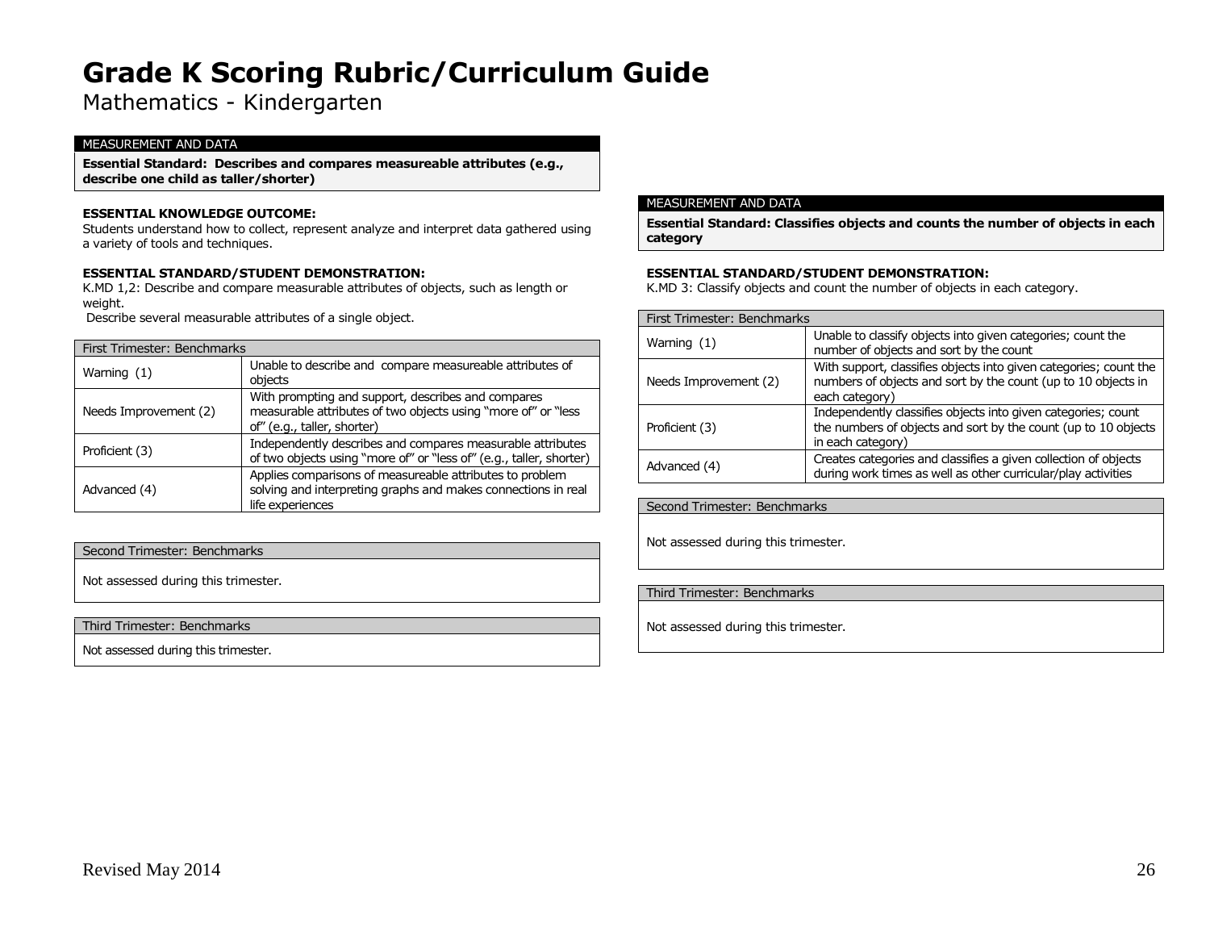# Grade K Scoring Rubric/Curriculum Guide

Mathematics - Kindergarten

## MEASUREMENT AND DATA

**Essential Standard: Describes and compares measureable attributes (e.g., describe one child as taller/shorter)**

**ESSENTIAL KNOWLEDGE OUTCOME:**
Students understand how to collect, represent analyze and interpret data gathered using a variety of tools and techniques.

**ESSENTIAL STANDARD/STUDENT DEMONSTRATION:**
K.MD 1,2: Describe and compare measurable attributes of objects, such as length or weight.
Describe several measurable attributes of a single object.

| First Trimester: Benchmarks | |
|---|---|
| Warning (1) | Unable to describe and compare measureable attributes of objects |
| Needs Improvement (2) | With prompting and support, describes and compares measurable attributes of two objects using "more of" or "less of" (e.g., taller, shorter) |
| Proficient (3) | Independently describes and compares measurable attributes of two objects using "more of" or "less of" (e.g., taller, shorter) |
| Advanced (4) | Applies comparisons of measureable attributes to problem solving and interpreting graphs and makes connections in real life experiences |

| Second Trimester: Benchmarks |
|---|
| Not assessed during this trimester. |

| Third Trimester: Benchmarks |
|---|
| Not assessed during this trimester. |

## MEASUREMENT AND DATA

**Essential Standard: Classifies objects and counts the number of objects in each category**

**ESSENTIAL STANDARD/STUDENT DEMONSTRATION:**
K.MD 3: Classify objects and count the number of objects in each category.

| First Trimester: Benchmarks | |
|---|---|
| Warning (1) | Unable to classify objects into given categories; count the number of objects and sort by the count |
| Needs Improvement (2) | With support, classifies objects into given categories; count the numbers of objects and sort by the count (up to 10 objects in each category) |
| Proficient (3) | Independently classifies objects into given categories; count the numbers of objects and sort by the count (up to 10 objects in each category) |
| Advanced (4) | Creates categories and classifies a given collection of objects during work times as well as other curricular/play activities |

| Second Trimester: Benchmarks |
|---|
| Not assessed during this trimester. |

| Third Trimester: Benchmarks |
|---|
| Not assessed during this trimester. |

Revised May 2014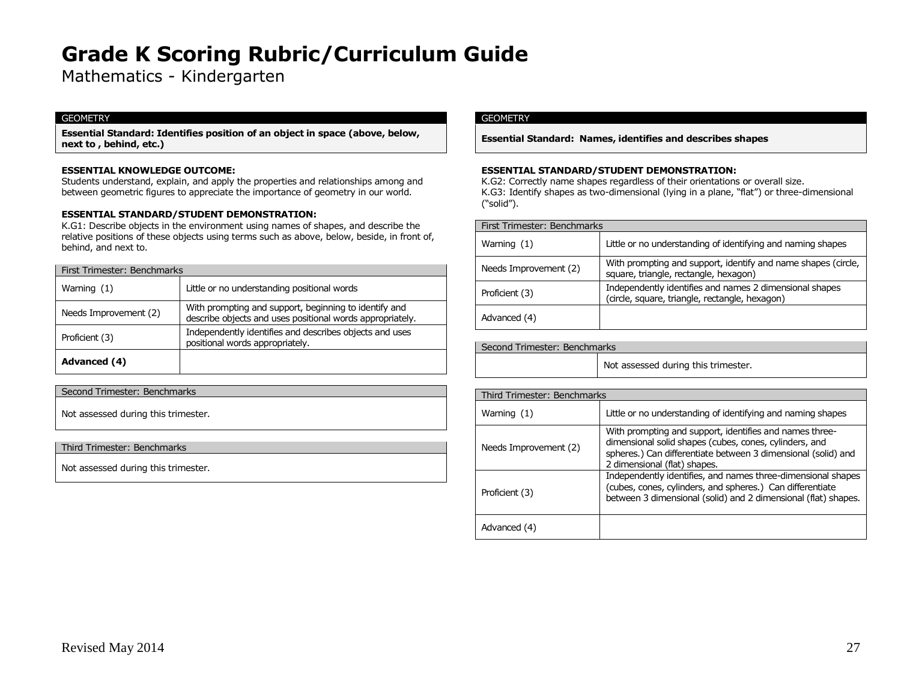# Grade K Scoring Rubric/Curriculum Guide

Mathematics - Kindergarten

GEOMETRY

**Essential Standard: Identifies position of an object in space (above, below, next to , behind, etc.)**

**ESSENTIAL KNOWLEDGE OUTCOME:**
Students understand, explain, and apply the properties and relationships among and between geometric figures to appreciate the importance of geometry in our world.

**ESSENTIAL STANDARD/STUDENT DEMONSTRATION:**
K.G1: Describe objects in the environment using names of shapes, and describe the relative positions of these objects using terms such as above, below, beside, in front of, behind, and next to.

| First Trimester: Benchmarks | |
|---|---|
| Warning (1) | Little or no understanding positional words |
| Needs Improvement (2) | With prompting and support, beginning to identify and describe objects and uses positional words appropriately. |
| Proficient (3) | Independently identifies and describes objects and uses positional words appropriately. |
| **Advanced (4)** | |

| Second Trimester: Benchmarks |
|---|
| Not assessed during this trimester. |

| Third Trimester: Benchmarks |
|---|
| Not assessed during this trimester. |

GEOMETRY

**Essential Standard: Names, identifies and describes shapes**

**ESSENTIAL STANDARD/STUDENT DEMONSTRATION:**
K.G2: Correctly name shapes regardless of their orientations or overall size.
K.G3: Identify shapes as two-dimensional (lying in a plane, "flat") or three-dimensional ("solid").

| First Trimester: Benchmarks | |
|---|---|
| Warning (1) | Little or no understanding of identifying and naming shapes |
| Needs Improvement (2) | With prompting and support, identify and name shapes (circle, square, triangle, rectangle, hexagon) |
| Proficient (3) | Independently identifies and names 2 dimensional shapes (circle, square, triangle, rectangle, hexagon) |
| Advanced (4) | |

| Second Trimester: Benchmarks | |
|---|---|
| | Not assessed during this trimester. |

| Third Trimester: Benchmarks | |
|---|---|
| Warning (1) | Little or no understanding of identifying and naming shapes |
| Needs Improvement (2) | With prompting and support, identifies and names three-dimensional solid shapes (cubes, cones, cylinders, and spheres.) Can differentiate between 3 dimensional (solid) and 2 dimensional (flat) shapes. |
| Proficient (3) | Independently identifies, and names three-dimensional shapes (cubes, cones, cylinders, and spheres.) Can differentiate between 3 dimensional (solid) and 2 dimensional (flat) shapes. |
| Advanced (4) | |

Revised May 2014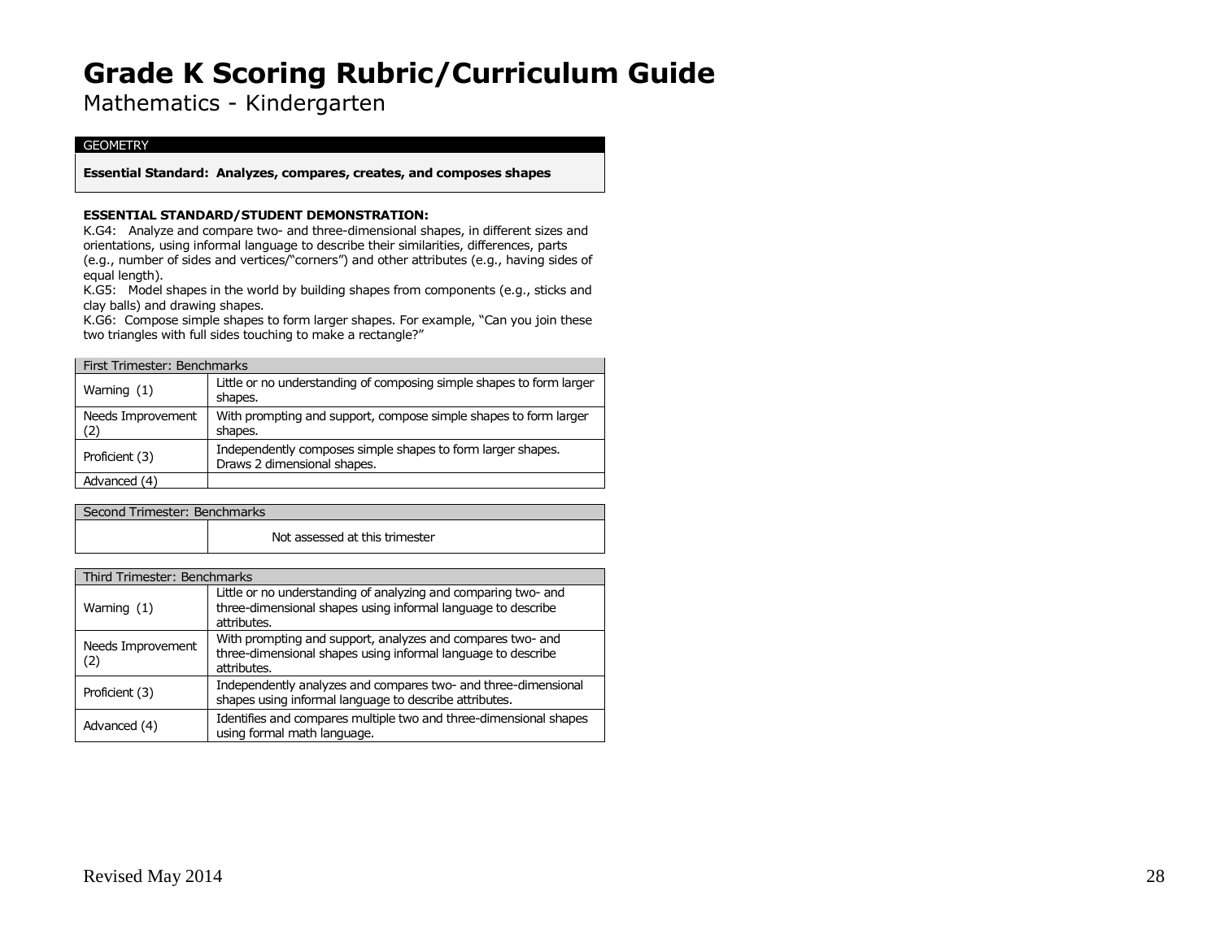# Grade K Scoring Rubric/Curriculum Guide

Mathematics - Kindergarten

| GEOMETRY |
|---|
| **Essential Standard: Analyzes, compares, creates, and composes shapes** |

**ESSENTIAL STANDARD/STUDENT DEMONSTRATION:**

K.G4: Analyze and compare two- and three-dimensional shapes, in different sizes and orientations, using informal language to describe their similarities, differences, parts (e.g., number of sides and vertices/"corners") and other attributes (e.g., having sides of equal length).

K.G5: Model shapes in the world by building shapes from components (e.g., sticks and clay balls) and drawing shapes.

K.G6: Compose simple shapes to form larger shapes. For example, "Can you join these two triangles with full sides touching to make a rectangle?"

| First Trimester: Benchmarks | |
|---|---|
| Warning (1) | Little or no understanding of composing simple shapes to form larger shapes. |
| Needs Improvement (2) | With prompting and support, compose simple shapes to form larger shapes. |
| Proficient (3) | Independently composes simple shapes to form larger shapes. Draws 2 dimensional shapes. |
| Advanced (4) | |

| Second Trimester: Benchmarks | |
|---|---|
| | Not assessed at this trimester |

| Third Trimester: Benchmarks | |
|---|---|
| Warning (1) | Little or no understanding of analyzing and comparing two- and three-dimensional shapes using informal language to describe attributes. |
| Needs Improvement (2) | With prompting and support, analyzes and compares two- and three-dimensional shapes using informal language to describe attributes. |
| Proficient (3) | Independently analyzes and compares two- and three-dimensional shapes using informal language to describe attributes. |
| Advanced (4) | Identifies and compares multiple two and three-dimensional shapes using formal math language. |

Revised May 2014